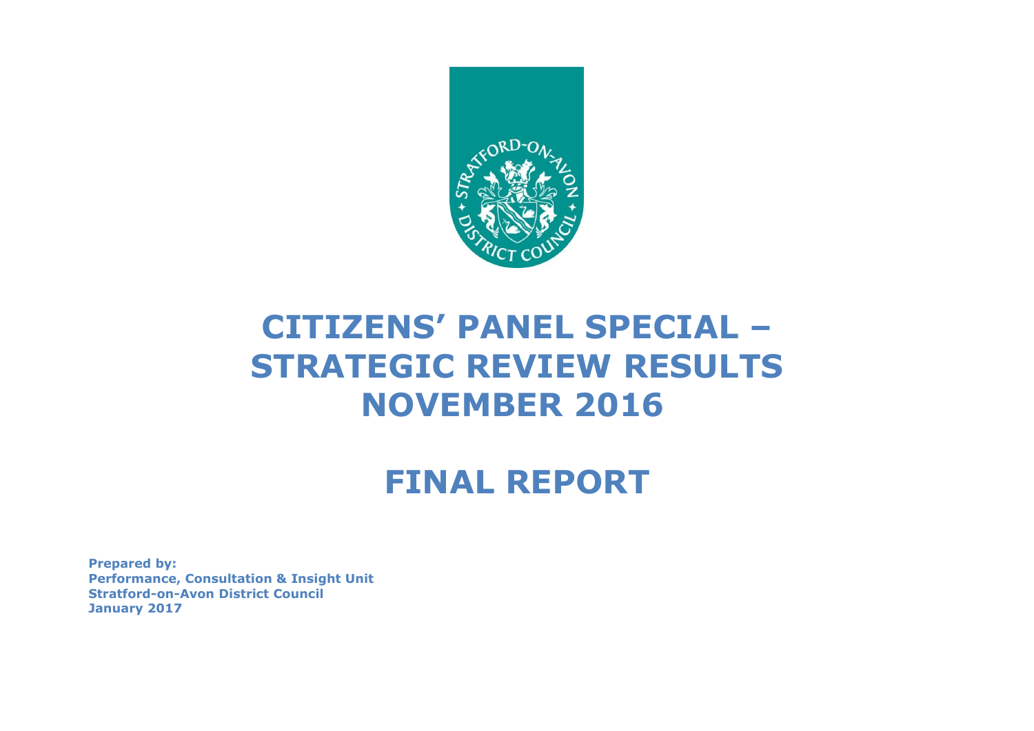# CITIZENS' PANEL SPECIAL – STRATEGIC REVIEW RESULTS NOVEMBER 2016

# FINAL REPORT

**Prepared by:**
**Performance, Consultation & Insight Unit**
**Stratford-on-Avon District Council**
**January 2017**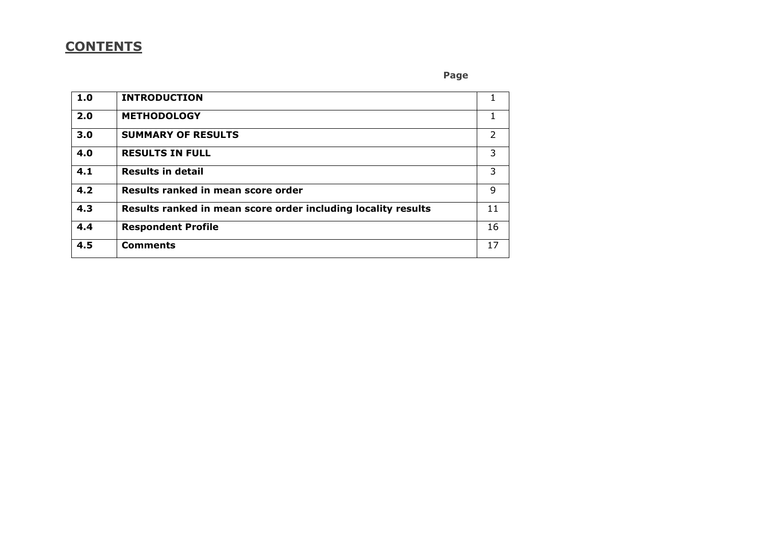## CONTENTS

| | | Page |
|---|---|---|
| **1.0** | **INTRODUCTION** | 1 |
| **2.0** | **METHODOLOGY** | 1 |
| **3.0** | **SUMMARY OF RESULTS** | 2 |
| **4.0** | **RESULTS IN FULL** | 3 |
| **4.1** | **Results in detail** | 3 |
| **4.2** | **Results ranked in mean score order** | 9 |
| **4.3** | **Results ranked in mean score order including locality results** | 11 |
| **4.4** | **Respondent Profile** | 16 |
| **4.5** | **Comments** | 17 |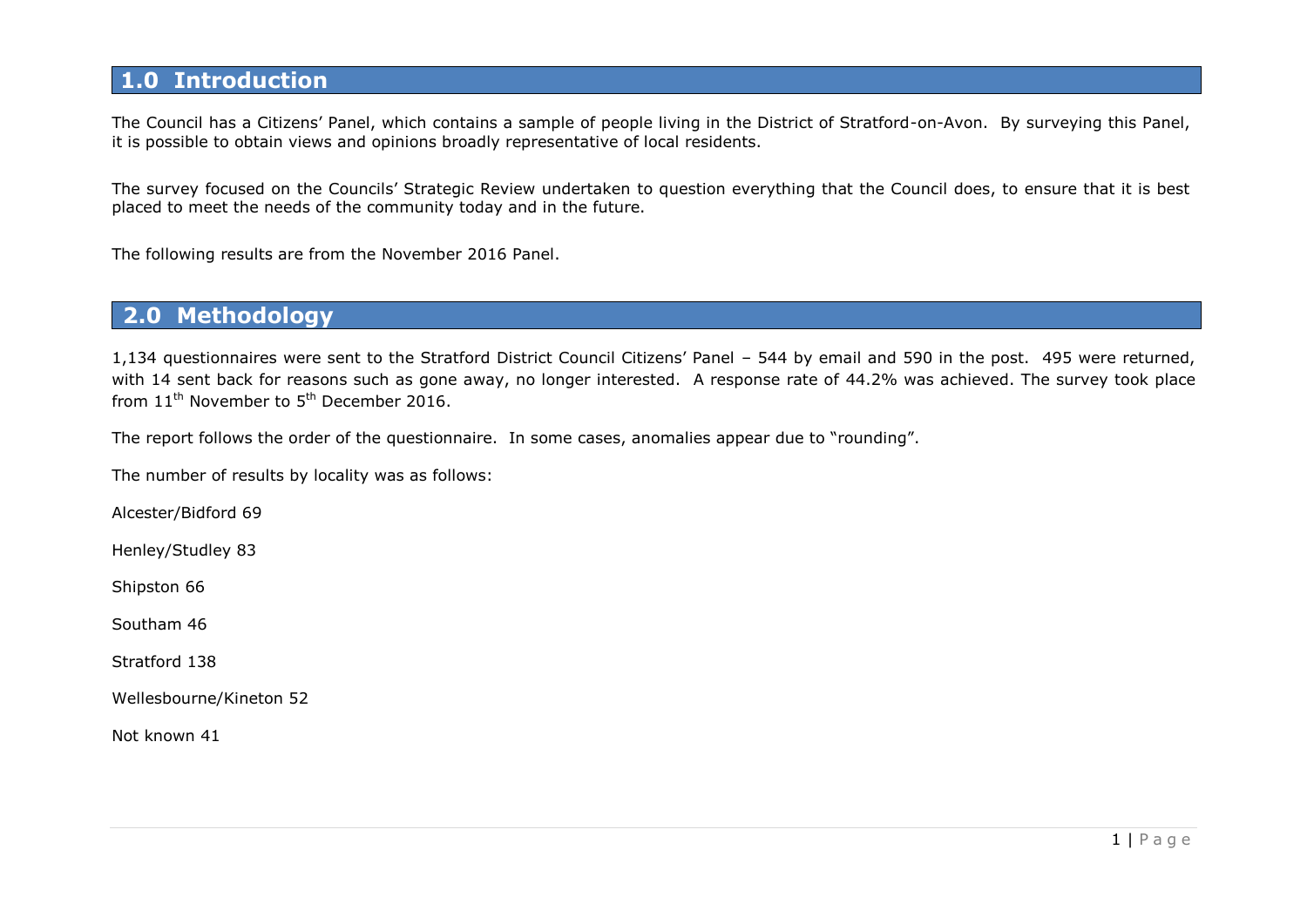## 1.0 Introduction

The Council has a Citizens' Panel, which contains a sample of people living in the District of Stratford-on-Avon. By surveying this Panel, it is possible to obtain views and opinions broadly representative of local residents.

The survey focused on the Councils' Strategic Review undertaken to question everything that the Council does, to ensure that it is best placed to meet the needs of the community today and in the future.

The following results are from the November 2016 Panel.

## 2.0 Methodology

1,134 questionnaires were sent to the Stratford District Council Citizens' Panel – 544 by email and 590 in the post. 495 were returned, with 14 sent back for reasons such as gone away, no longer interested. A response rate of 44.2% was achieved. The survey took place from 11th November to 5th December 2016.

The report follows the order of the questionnaire. In some cases, anomalies appear due to "rounding".

The number of results by locality was as follows:

Alcester/Bidford 69

Henley/Studley 83

Shipston 66

Southam 46

Stratford 138

Wellesbourne/Kineton 52

Not known 41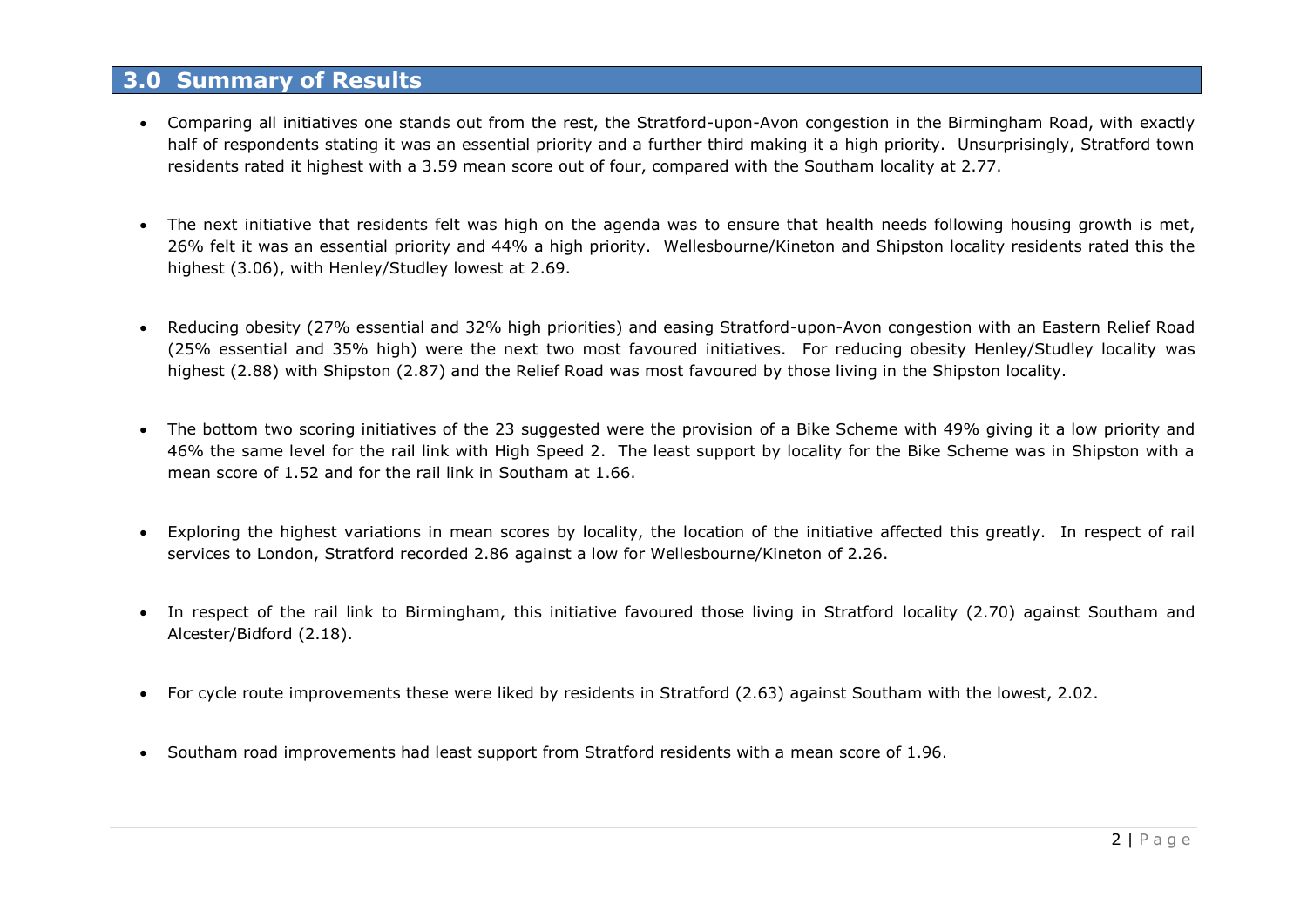## 3.0 Summary of Results

- Comparing all initiatives one stands out from the rest, the Stratford-upon-Avon congestion in the Birmingham Road, with exactly half of respondents stating it was an essential priority and a further third making it a high priority. Unsurprisingly, Stratford town residents rated it highest with a 3.59 mean score out of four, compared with the Southam locality at 2.77.

- The next initiative that residents felt was high on the agenda was to ensure that health needs following housing growth is met, 26% felt it was an essential priority and 44% a high priority. Wellesbourne/Kineton and Shipston locality residents rated this the highest (3.06), with Henley/Studley lowest at 2.69.

- Reducing obesity (27% essential and 32% high priorities) and easing Stratford-upon-Avon congestion with an Eastern Relief Road (25% essential and 35% high) were the next two most favoured initiatives. For reducing obesity Henley/Studley locality was highest (2.88) with Shipston (2.87) and the Relief Road was most favoured by those living in the Shipston locality.

- The bottom two scoring initiatives of the 23 suggested were the provision of a Bike Scheme with 49% giving it a low priority and 46% the same level for the rail link with High Speed 2. The least support by locality for the Bike Scheme was in Shipston with a mean score of 1.52 and for the rail link in Southam at 1.66.

- Exploring the highest variations in mean scores by locality, the location of the initiative affected this greatly. In respect of rail services to London, Stratford recorded 2.86 against a low for Wellesbourne/Kineton of 2.26.

- In respect of the rail link to Birmingham, this initiative favoured those living in Stratford locality (2.70) against Southam and Alcester/Bidford (2.18).

- For cycle route improvements these were liked by residents in Stratford (2.63) against Southam with the lowest, 2.02.

- Southam road improvements had least support from Stratford residents with a mean score of 1.96.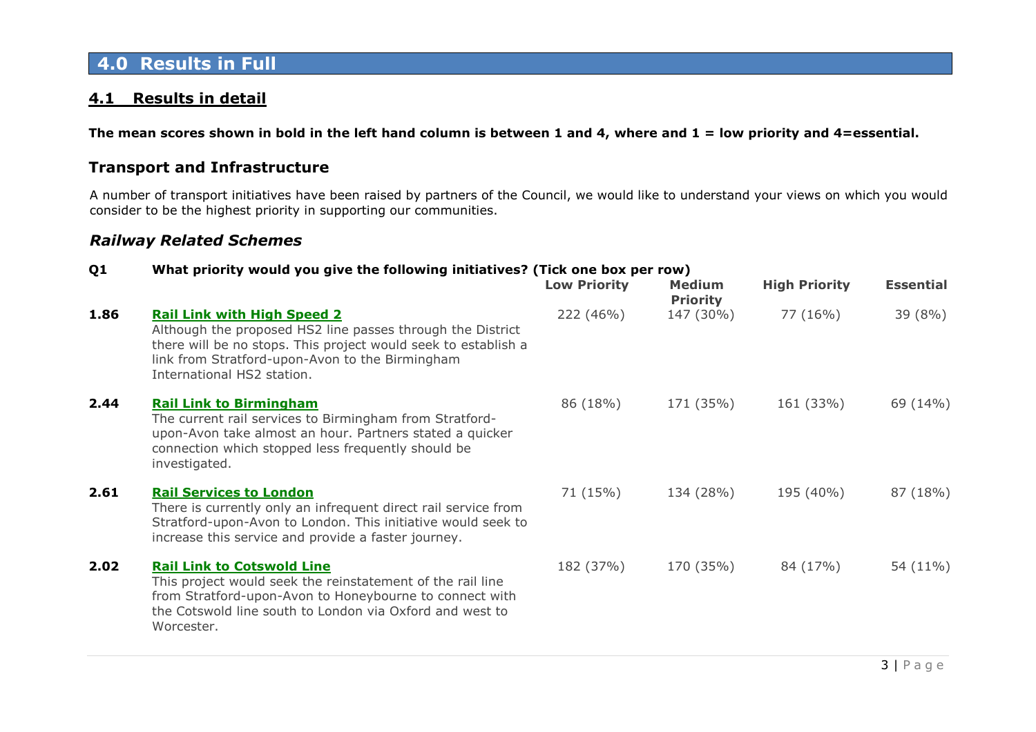# 4.0 Results in Full

## 4.1 Results in detail

**The mean scores shown in bold in the left hand column is between 1 and 4, where and 1 = low priority and 4=essential.**

### Transport and Infrastructure

A number of transport initiatives have been raised by partners of the Council, we would like to understand your views on which you would consider to be the highest priority in supporting our communities.

### *Railway Related Schemes*

**Q1 What priority would you give the following initiatives? (Tick one box per row)**

| Mean | Initiative | Low Priority | Medium Priority | High Priority | Essential |
|---|---|---|---|---|---|
| **1.86** | **Rail Link with High Speed 2** Although the proposed HS2 line passes through the District there will be no stops. This project would seek to establish a link from Stratford-upon-Avon to the Birmingham International HS2 station. | 222 (46%) | 147 (30%) | 77 (16%) | 39 (8%) |
| **2.44** | **Rail Link to Birmingham** The current rail services to Birmingham from Stratford-upon-Avon take almost an hour. Partners stated a quicker connection which stopped less frequently should be investigated. | 86 (18%) | 171 (35%) | 161 (33%) | 69 (14%) |
| **2.61** | **Rail Services to London** There is currently only an infrequent direct rail service from Stratford-upon-Avon to London. This initiative would seek to increase this service and provide a faster journey. | 71 (15%) | 134 (28%) | 195 (40%) | 87 (18%) |
| **2.02** | **Rail Link to Cotswold Line** This project would seek the reinstatement of the rail line from Stratford-upon-Avon to Honeybourne to connect with the Cotswold line south to London via Oxford and west to Worcester. | 182 (37%) | 170 (35%) | 84 (17%) | 54 (11%) |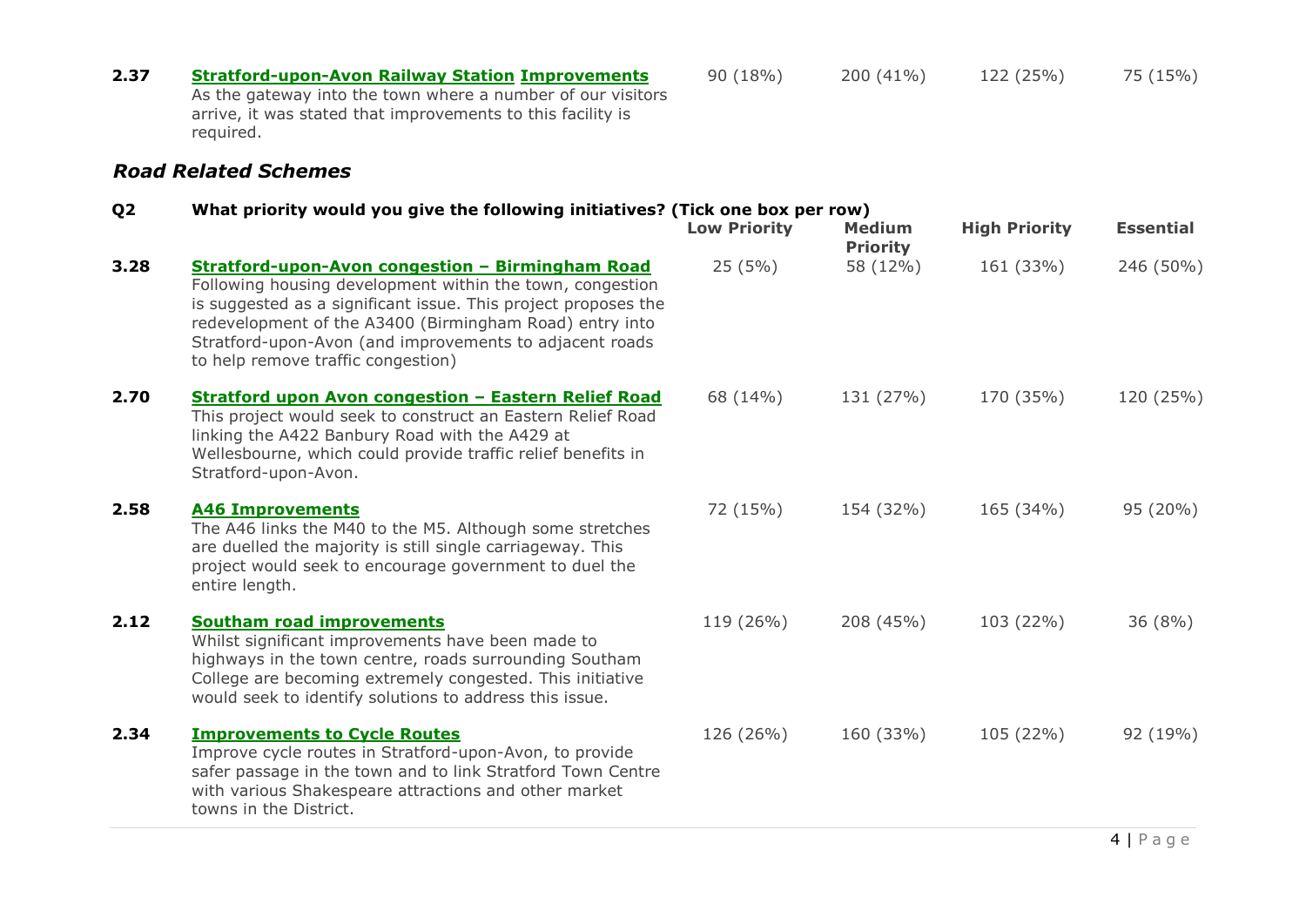| | | Low Priority | Medium Priority | High Priority | Essential |
|---|---|---|---|---|---|
| **2.37** | **Stratford-upon-Avon Railway Station Improvements** As the gateway into the town where a number of our visitors arrive, it was stated that improvements to this facility is required. | 90 (18%) | 200 (41%) | 122 (25%) | 75 (15%) |

### *Road Related Schemes*

**Q2 What priority would you give the following initiatives? (Tick one box per row)**

| | | Low Priority | Medium Priority | High Priority | Essential |
|---|---|---|---|---|---|
| **3.28** | **Stratford-upon-Avon congestion – Birmingham Road** Following housing development within the town, congestion is suggested as a significant issue. This project proposes the redevelopment of the A3400 (Birmingham Road) entry into Stratford-upon-Avon (and improvements to adjacent roads to help remove traffic congestion) | 25 (5%) | 58 (12%) | 161 (33%) | 246 (50%) |
| **2.70** | **Stratford upon Avon congestion – Eastern Relief Road** This project would seek to construct an Eastern Relief Road linking the A422 Banbury Road with the A429 at Wellesbourne, which could provide traffic relief benefits in Stratford-upon-Avon. | 68 (14%) | 131 (27%) | 170 (35%) | 120 (25%) |
| **2.58** | **A46 Improvements** The A46 links the M40 to the M5. Although some stretches are duelled the majority is still single carriageway. This project would seek to encourage government to duel the entire length. | 72 (15%) | 154 (32%) | 165 (34%) | 95 (20%) |
| **2.12** | **Southam road improvements** Whilst significant improvements have been made to highways in the town centre, roads surrounding Southam College are becoming extremely congested. This initiative would seek to identify solutions to address this issue. | 119 (26%) | 208 (45%) | 103 (22%) | 36 (8%) |
| **2.34** | **Improvements to Cycle Routes** Improve cycle routes in Stratford-upon-Avon, to provide safer passage in the town and to link Stratford Town Centre with various Shakespeare attractions and other market towns in the District. | 126 (26%) | 160 (33%) | 105 (22%) | 92 (19%) |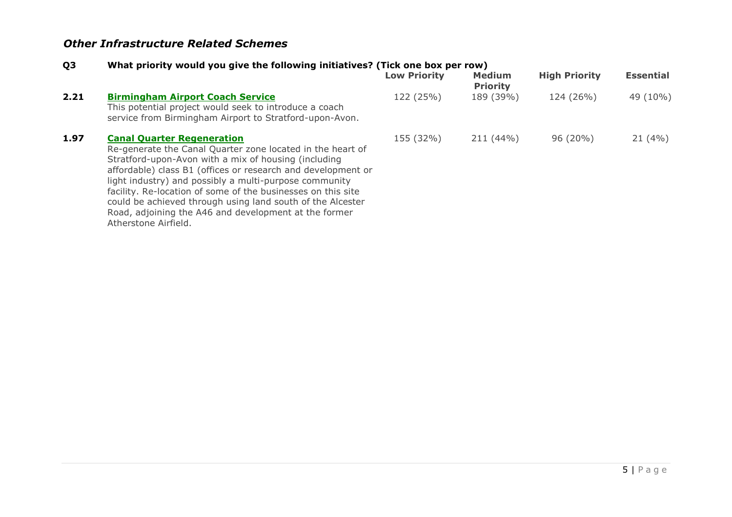## *Other Infrastructure Related Schemes*

**Q3 What priority would you give the following initiatives? (Tick one box per row)**

| | | Low Priority | Medium Priority | High Priority | Essential |
|---|---|---|---|---|---|
| **2.21** | **Birmingham Airport Coach Service**<br>This potential project would seek to introduce a coach service from Birmingham Airport to Stratford-upon-Avon. | 122 (25%) | 189 (39%) | 124 (26%) | 49 (10%) |
| **1.97** | **Canal Quarter Regeneration**<br>Re-generate the Canal Quarter zone located in the heart of Stratford-upon-Avon with a mix of housing (including affordable) class B1 (offices or research and development or light industry) and possibly a multi-purpose community facility. Re-location of some of the businesses on this site could be achieved through using land south of the Alcester Road, adjoining the A46 and development at the former Atherstone Airfield. | 155 (32%) | 211 (44%) | 96 (20%) | 21 (4%) |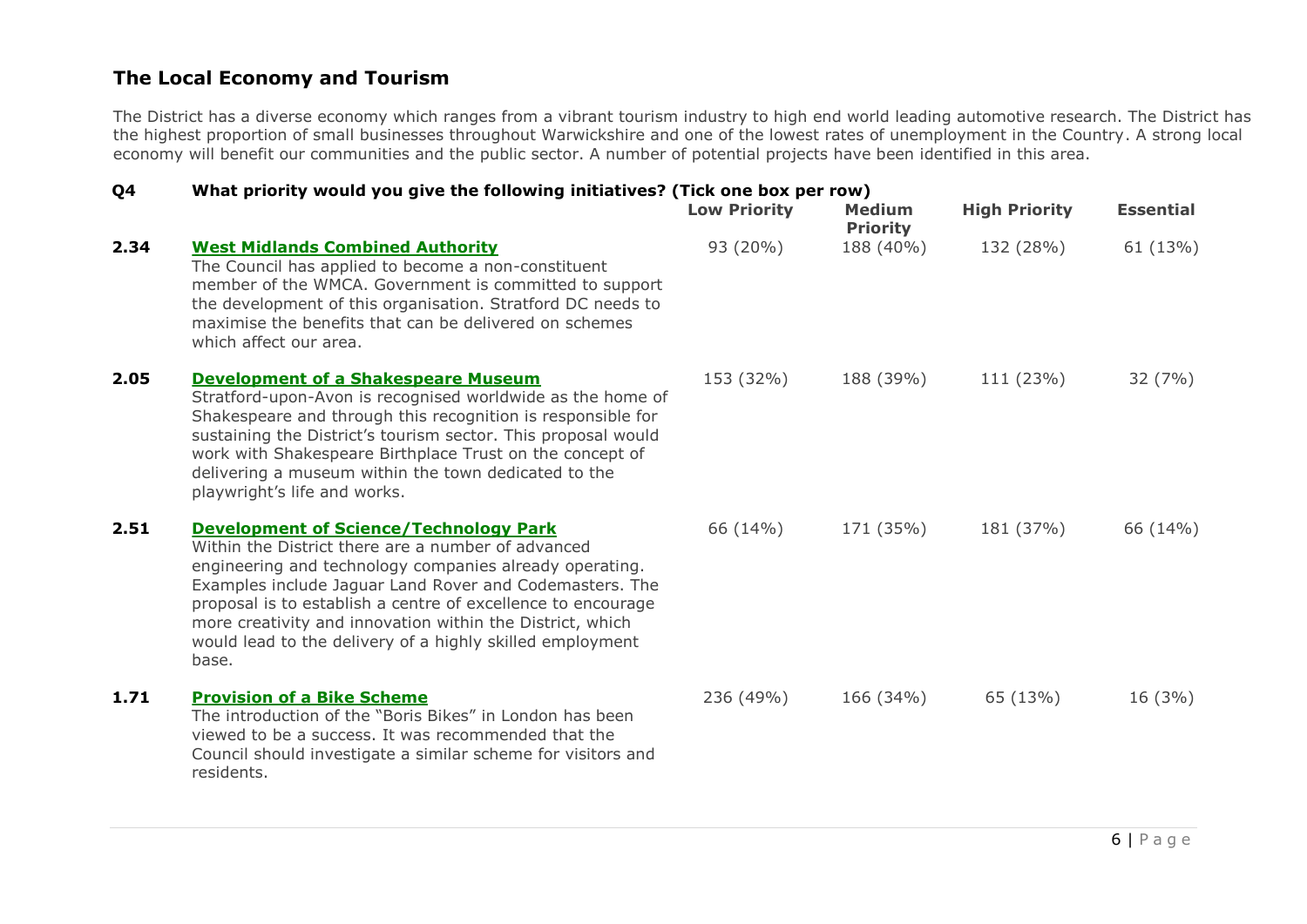## The Local Economy and Tourism

The District has a diverse economy which ranges from a vibrant tourism industry to high end world leading automotive research. The District has the highest proportion of small businesses throughout Warwickshire and one of the lowest rates of unemployment in the Country. A strong local economy will benefit our communities and the public sector. A number of potential projects have been identified in this area.

**Q4 What priority would you give the following initiatives? (Tick one box per row)**

| | | Low Priority | Medium Priority | High Priority | Essential |
|---|---|---|---|---|---|
| **2.34** | **West Midlands Combined Authority**<br>The Council has applied to become a non-constituent member of the WMCA. Government is committed to support the development of this organisation. Stratford DC needs to maximise the benefits that can be delivered on schemes which affect our area. | 93 (20%) | 188 (40%) | 132 (28%) | 61 (13%) |
| **2.05** | **Development of a Shakespeare Museum**<br>Stratford-upon-Avon is recognised worldwide as the home of Shakespeare and through this recognition is responsible for sustaining the District's tourism sector. This proposal would work with Shakespeare Birthplace Trust on the concept of delivering a museum within the town dedicated to the playwright's life and works. | 153 (32%) | 188 (39%) | 111 (23%) | 32 (7%) |
| **2.51** | **Development of Science/Technology Park**<br>Within the District there are a number of advanced engineering and technology companies already operating. Examples include Jaguar Land Rover and Codemasters. The proposal is to establish a centre of excellence to encourage more creativity and innovation within the District, which would lead to the delivery of a highly skilled employment base. | 66 (14%) | 171 (35%) | 181 (37%) | 66 (14%) |
| **1.71** | **Provision of a Bike Scheme**<br>The introduction of the "Boris Bikes" in London has been viewed to be a success. It was recommended that the Council should investigate a similar scheme for visitors and residents. | 236 (49%) | 166 (34%) | 65 (13%) | 16 (3%) |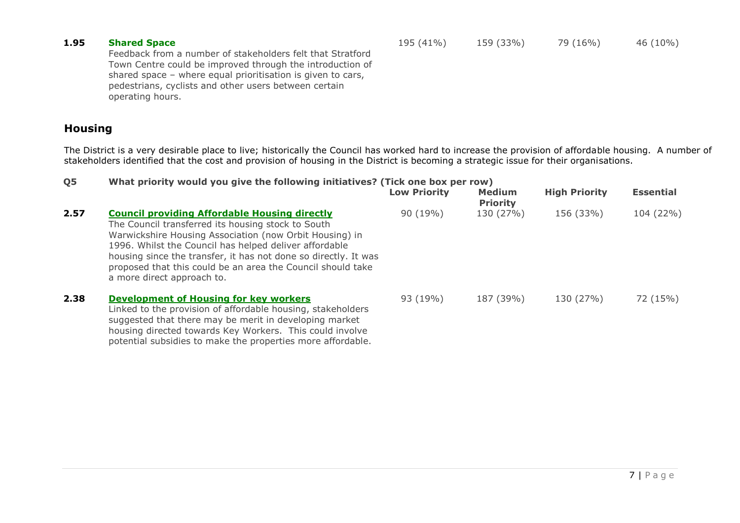| | | Low Priority | Medium Priority | High Priority | Essential |
|---|---|---|---|---|---|
| **1.95** | **Shared Space**<br>Feedback from a number of stakeholders felt that Stratford Town Centre could be improved through the introduction of shared space – where equal prioritisation is given to cars, pedestrians, cyclists and other users between certain operating hours. | 195 (41%) | 159 (33%) | 79 (16%) | 46 (10%) |

## Housing

The District is a very desirable place to live; historically the Council has worked hard to increase the provision of affordable housing. A number of stakeholders identified that the cost and provision of housing in the District is becoming a strategic issue for their organisations.

**Q5 What priority would you give the following initiatives? (Tick one box per row)**

| | | Low Priority | Medium Priority | High Priority | Essential |
|---|---|---|---|---|---|
| **2.57** | **Council providing Affordable Housing directly**<br>The Council transferred its housing stock to South Warwickshire Housing Association (now Orbit Housing) in 1996. Whilst the Council has helped deliver affordable housing since the transfer, it has not done so directly. It was proposed that this could be an area the Council should take a more direct approach to. | 90 (19%) | 130 (27%) | 156 (33%) | 104 (22%) |
| **2.38** | **Development of Housing for key workers**<br>Linked to the provision of affordable housing, stakeholders suggested that there may be merit in developing market housing directed towards Key Workers. This could involve potential subsidies to make the properties more affordable. | 93 (19%) | 187 (39%) | 130 (27%) | 72 (15%) |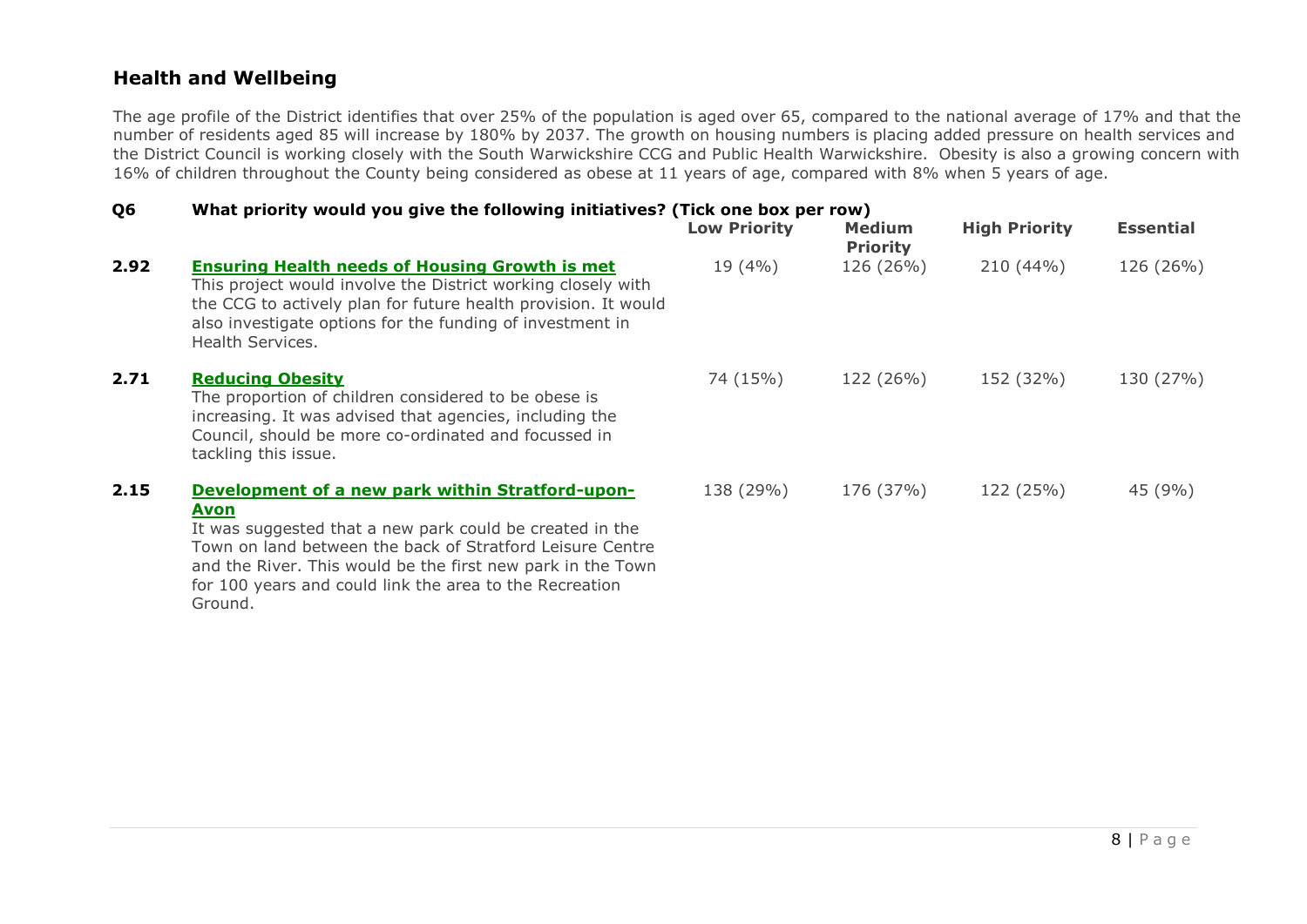## Health and Wellbeing

The age profile of the District identifies that over 25% of the population is aged over 65, compared to the national average of 17% and that the number of residents aged 85 will increase by 180% by 2037. The growth on housing numbers is placing added pressure on health services and the District Council is working closely with the South Warwickshire CCG and Public Health Warwickshire. Obesity is also a growing concern with 16% of children throughout the County being considered as obese at 11 years of age, compared with 8% when 5 years of age.

**Q6 What priority would you give the following initiatives? (Tick one box per row)**

| | | Low Priority | Medium Priority | High Priority | Essential |
|---|---|---|---|---|---|
| **2.92** | **Ensuring Health needs of Housing Growth is met** This project would involve the District working closely with the CCG to actively plan for future health provision. It would also investigate options for the funding of investment in Health Services. | 19 (4%) | 126 (26%) | 210 (44%) | 126 (26%) |
| **2.71** | **Reducing Obesity** The proportion of children considered to be obese is increasing. It was advised that agencies, including the Council, should be more co-ordinated and focussed in tackling this issue. | 74 (15%) | 122 (26%) | 152 (32%) | 130 (27%) |
| **2.15** | **Development of a new park within Stratford-upon-Avon** It was suggested that a new park could be created in the Town on land between the back of Stratford Leisure Centre and the River. This would be the first new park in the Town for 100 years and could link the area to the Recreation Ground. | 138 (29%) | 176 (37%) | 122 (25%) | 45 (9%) |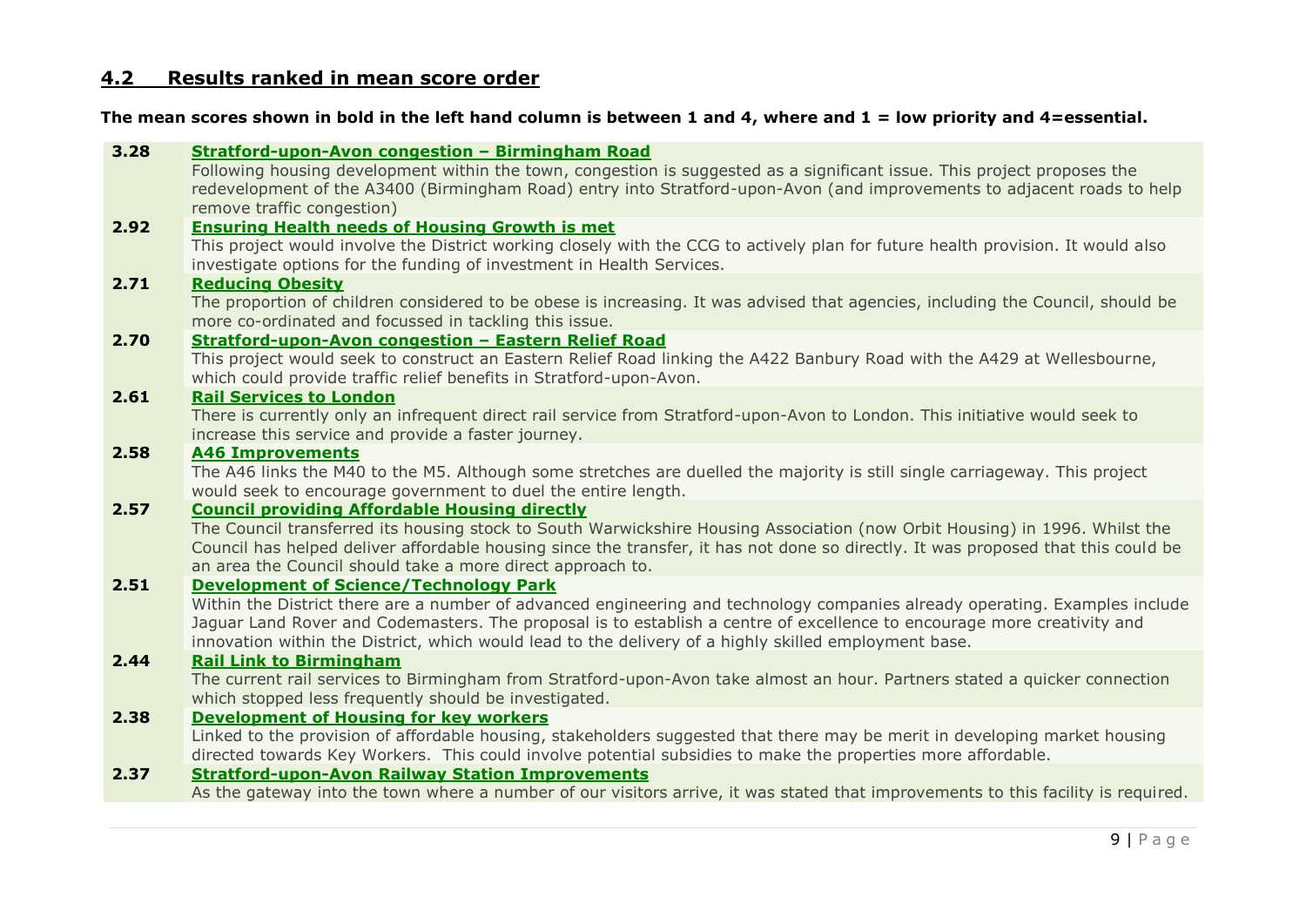## 4.2 Results ranked in mean score order

**The mean scores shown in bold in the left hand column is between 1 and 4, where and 1 = low priority and 4=essential.**

| Score | Project |
|---|---|
| **3.28** | **Stratford-upon-Avon congestion – Birmingham Road**<br>Following housing development within the town, congestion is suggested as a significant issue. This project proposes the redevelopment of the A3400 (Birmingham Road) entry into Stratford-upon-Avon (and improvements to adjacent roads to help remove traffic congestion) |
| **2.92** | **Ensuring Health needs of Housing Growth is met**<br>This project would involve the District working closely with the CCG to actively plan for future health provision. It would also investigate options for the funding of investment in Health Services. |
| **2.71** | **Reducing Obesity**<br>The proportion of children considered to be obese is increasing. It was advised that agencies, including the Council, should be more co-ordinated and focussed in tackling this issue. |
| **2.70** | **Stratford-upon-Avon congestion – Eastern Relief Road**<br>This project would seek to construct an Eastern Relief Road linking the A422 Banbury Road with the A429 at Wellesbourne, which could provide traffic relief benefits in Stratford-upon-Avon. |
| **2.61** | **Rail Services to London**<br>There is currently only an infrequent direct rail service from Stratford-upon-Avon to London. This initiative would seek to increase this service and provide a faster journey. |
| **2.58** | **A46 Improvements**<br>The A46 links the M40 to the M5. Although some stretches are duelled the majority is still single carriageway. This project would seek to encourage government to duel the entire length. |
| **2.57** | **Council providing Affordable Housing directly**<br>The Council transferred its housing stock to South Warwickshire Housing Association (now Orbit Housing) in 1996. Whilst the Council has helped deliver affordable housing since the transfer, it has not done so directly. It was proposed that this could be an area the Council should take a more direct approach to. |
| **2.51** | **Development of Science/Technology Park**<br>Within the District there are a number of advanced engineering and technology companies already operating. Examples include Jaguar Land Rover and Codemasters. The proposal is to establish a centre of excellence to encourage more creativity and innovation within the District, which would lead to the delivery of a highly skilled employment base. |
| **2.44** | **Rail Link to Birmingham**<br>The current rail services to Birmingham from Stratford-upon-Avon take almost an hour. Partners stated a quicker connection which stopped less frequently should be investigated. |
| **2.38** | **Development of Housing for key workers**<br>Linked to the provision of affordable housing, stakeholders suggested that there may be merit in developing market housing directed towards Key Workers. This could involve potential subsidies to make the properties more affordable. |
| **2.37** | **Stratford-upon-Avon Railway Station Improvements**<br>As the gateway into the town where a number of our visitors arrive, it was stated that improvements to this facility is required. |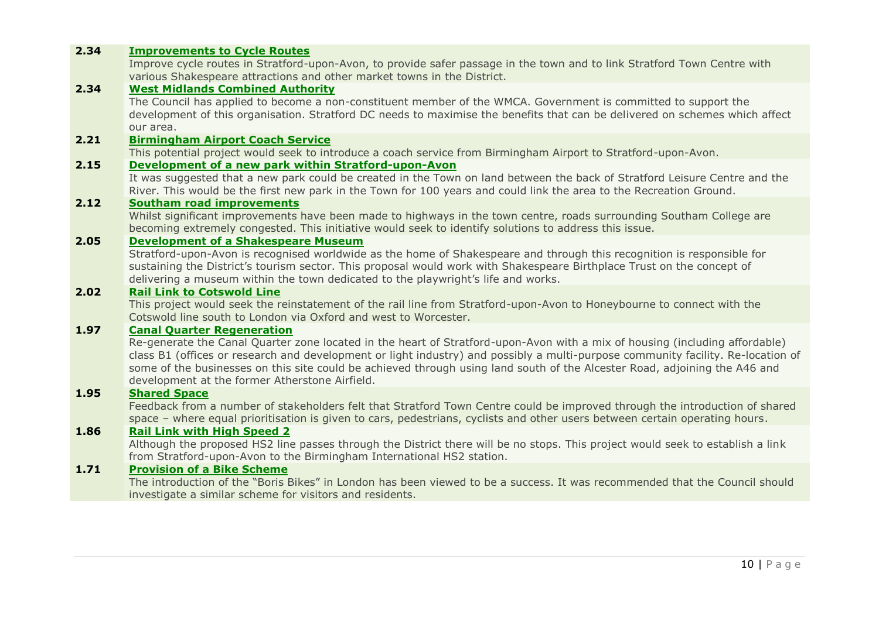| | |
|---|---|
| **2.34** | **Improvements to Cycle Routes**<br>Improve cycle routes in Stratford-upon-Avon, to provide safer passage in the town and to link Stratford Town Centre with various Shakespeare attractions and other market towns in the District. |
| **2.34** | **West Midlands Combined Authority**<br>The Council has applied to become a non-constituent member of the WMCA. Government is committed to support the development of this organisation. Stratford DC needs to maximise the benefits that can be delivered on schemes which affect our area. |
| **2.21** | **Birmingham Airport Coach Service**<br>This potential project would seek to introduce a coach service from Birmingham Airport to Stratford-upon-Avon. |
| **2.15** | **Development of a new park within Stratford-upon-Avon**<br>It was suggested that a new park could be created in the Town on land between the back of Stratford Leisure Centre and the River. This would be the first new park in the Town for 100 years and could link the area to the Recreation Ground. |
| **2.12** | **Southam road improvements**<br>Whilst significant improvements have been made to highways in the town centre, roads surrounding Southam College are becoming extremely congested. This initiative would seek to identify solutions to address this issue. |
| **2.05** | **Development of a Shakespeare Museum**<br>Stratford-upon-Avon is recognised worldwide as the home of Shakespeare and through this recognition is responsible for sustaining the District's tourism sector. This proposal would work with Shakespeare Birthplace Trust on the concept of delivering a museum within the town dedicated to the playwright's life and works. |
| **2.02** | **Rail Link to Cotswold Line**<br>This project would seek the reinstatement of the rail line from Stratford-upon-Avon to Honeybourne to connect with the Cotswold line south to London via Oxford and west to Worcester. |
| **1.97** | **Canal Quarter Regeneration**<br>Re-generate the Canal Quarter zone located in the heart of Stratford-upon-Avon with a mix of housing (including affordable) class B1 (offices or research and development or light industry) and possibly a multi-purpose community facility. Re-location of some of the businesses on this site could be achieved through using land south of the Alcester Road, adjoining the A46 and development at the former Atherstone Airfield. |
| **1.95** | **Shared Space**<br>Feedback from a number of stakeholders felt that Stratford Town Centre could be improved through the introduction of shared space – where equal prioritisation is given to cars, pedestrians, cyclists and other users between certain operating hours. |
| **1.86** | **Rail Link with High Speed 2**<br>Although the proposed HS2 line passes through the District there will be no stops. This project would seek to establish a link from Stratford-upon-Avon to the Birmingham International HS2 station. |
| **1.71** | **Provision of a Bike Scheme**<br>The introduction of the "Boris Bikes" in London has been viewed to be a success. It was recommended that the Council should investigate a similar scheme for visitors and residents. |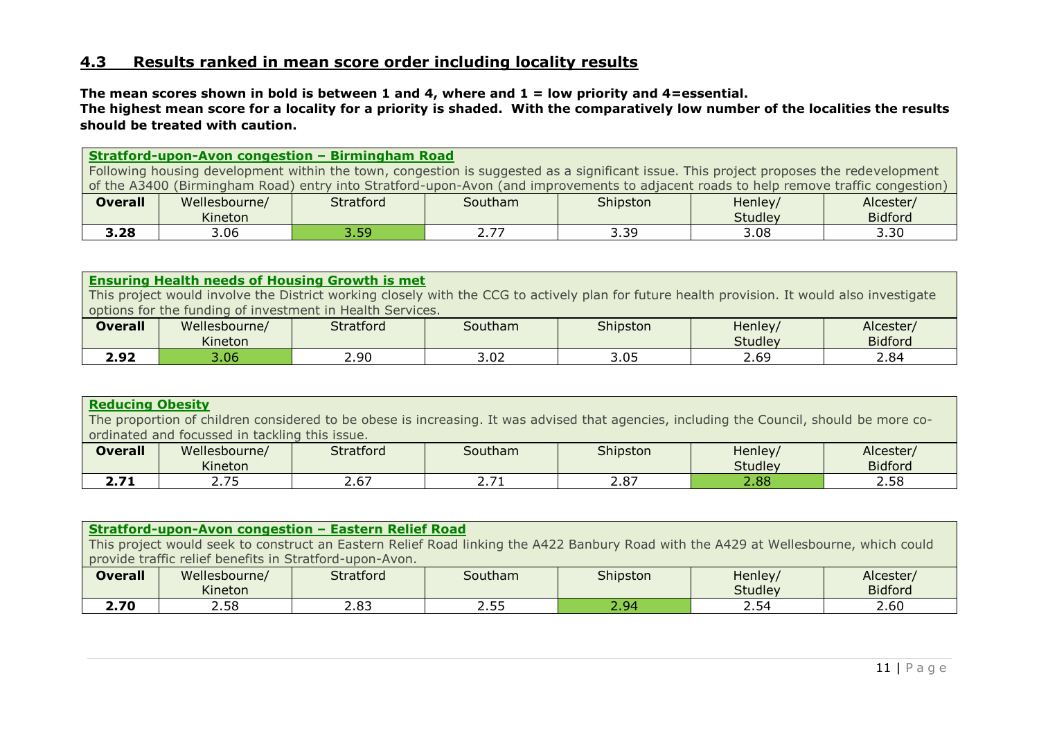## 4.3 Results ranked in mean score order including locality results

**The mean scores shown in bold is between 1 and 4, where and 1 = low priority and 4=essential.**
**The highest mean score for a locality for a priority is shaded. With the comparatively low number of the localities the results should be treated with caution.**

**Stratford-upon-Avon congestion – Birmingham Road**

Following housing development within the town, congestion is suggested as a significant issue. This project proposes the redevelopment of the A3400 (Birmingham Road) entry into Stratford-upon-Avon (and improvements to adjacent roads to help remove traffic congestion)

| Overall | Wellesbourne/ Kineton | Stratford | Southam | Shipston | Henley/ Studley | Alcester/ Bidford |
|---|---|---|---|---|---|---|
| **3.28** | 3.06 | 3.59 | 2.77 | 3.39 | 3.08 | 3.30 |

**Ensuring Health needs of Housing Growth is met**

This project would involve the District working closely with the CCG to actively plan for future health provision. It would also investigate options for the funding of investment in Health Services.

| Overall | Wellesbourne/ Kineton | Stratford | Southam | Shipston | Henley/ Studley | Alcester/ Bidford |
|---|---|---|---|---|---|---|
| **2.92** | 3.06 | 2.90 | 3.02 | 3.05 | 2.69 | 2.84 |

**Reducing Obesity**

The proportion of children considered to be obese is increasing. It was advised that agencies, including the Council, should be more co-ordinated and focussed in tackling this issue.

| Overall | Wellesbourne/ Kineton | Stratford | Southam | Shipston | Henley/ Studley | Alcester/ Bidford |
|---|---|---|---|---|---|---|
| **2.71** | 2.75 | 2.67 | 2.71 | 2.87 | 2.88 | 2.58 |

**Stratford-upon-Avon congestion – Eastern Relief Road**

This project would seek to construct an Eastern Relief Road linking the A422 Banbury Road with the A429 at Wellesbourne, which could provide traffic relief benefits in Stratford-upon-Avon.

| Overall | Wellesbourne/ Kineton | Stratford | Southam | Shipston | Henley/ Studley | Alcester/ Bidford |
|---|---|---|---|---|---|---|
| **2.70** | 2.58 | 2.83 | 2.55 | 2.94 | 2.54 | 2.60 |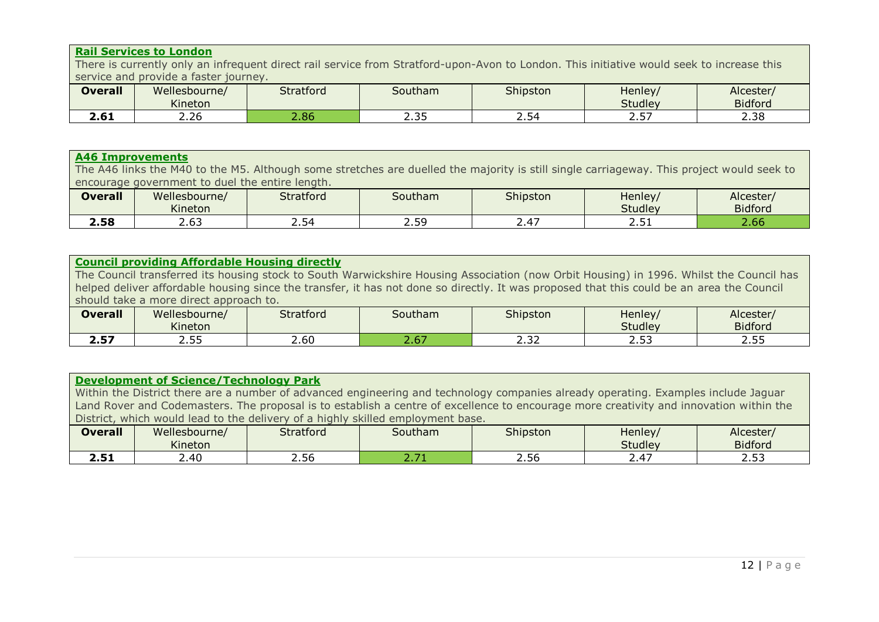**Rail Services to London**

There is currently only an infrequent direct rail service from Stratford-upon-Avon to London. This initiative would seek to increase this service and provide a faster journey.

| Overall | Wellesbourne/ Kineton | Stratford | Southam | Shipston | Henley/ Studley | Alcester/ Bidford |
|---|---|---|---|---|---|---|
| **2.61** | 2.26 | 2.86 | 2.35 | 2.54 | 2.57 | 2.38 |

**A46 Improvements**

The A46 links the M40 to the M5. Although some stretches are duelled the majority is still single carriageway. This project would seek to encourage government to duel the entire length.

| Overall | Wellesbourne/ Kineton | Stratford | Southam | Shipston | Henley/ Studley | Alcester/ Bidford |
|---|---|---|---|---|---|---|
| **2.58** | 2.63 | 2.54 | 2.59 | 2.47 | 2.51 | 2.66 |

**Council providing Affordable Housing directly**

The Council transferred its housing stock to South Warwickshire Housing Association (now Orbit Housing) in 1996. Whilst the Council has helped deliver affordable housing since the transfer, it has not done so directly. It was proposed that this could be an area the Council should take a more direct approach to.

| Overall | Wellesbourne/ Kineton | Stratford | Southam | Shipston | Henley/ Studley | Alcester/ Bidford |
|---|---|---|---|---|---|---|
| **2.57** | 2.55 | 2.60 | 2.67 | 2.32 | 2.53 | 2.55 |

**Development of Science/Technology Park**

Within the District there are a number of advanced engineering and technology companies already operating. Examples include Jaguar Land Rover and Codemasters. The proposal is to establish a centre of excellence to encourage more creativity and innovation within the District, which would lead to the delivery of a highly skilled employment base.

| Overall | Wellesbourne/ Kineton | Stratford | Southam | Shipston | Henley/ Studley | Alcester/ Bidford |
|---|---|---|---|---|---|---|
| **2.51** | 2.40 | 2.56 | 2.71 | 2.56 | 2.47 | 2.53 |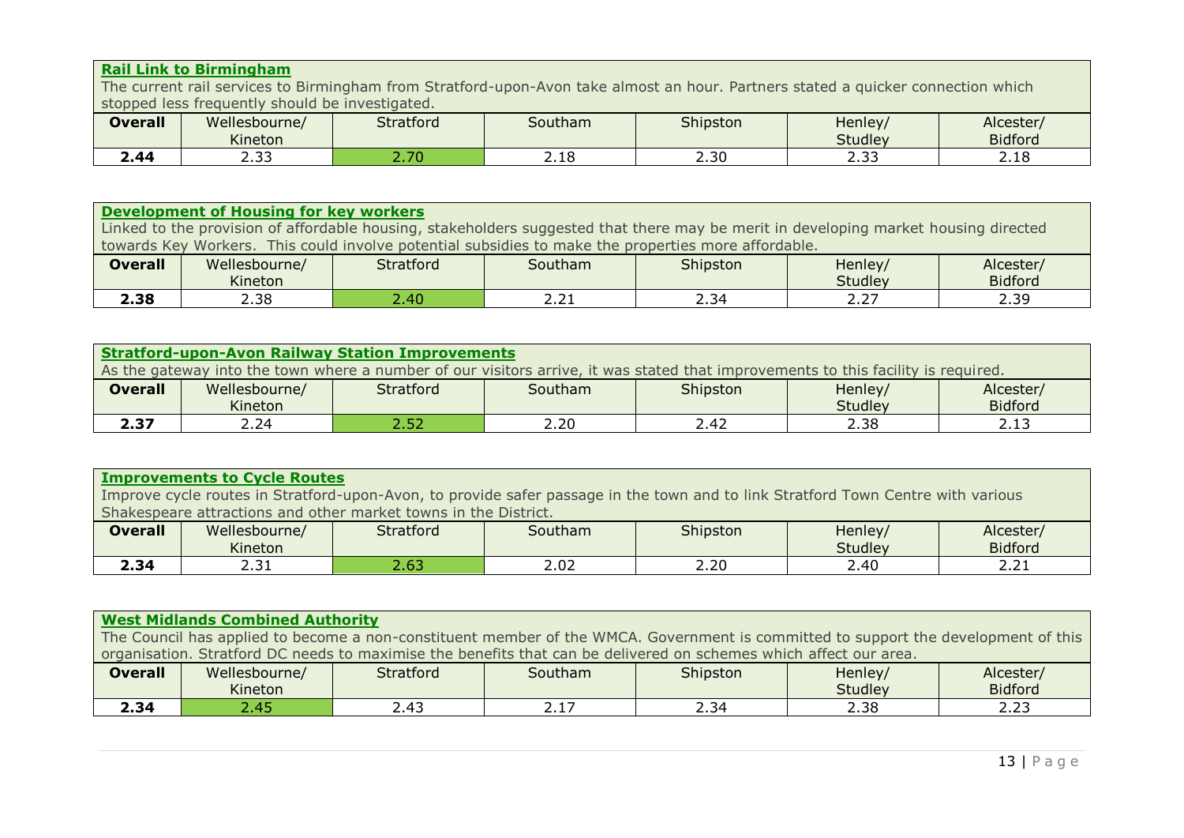**Rail Link to Birmingham**

The current rail services to Birmingham from Stratford-upon-Avon take almost an hour. Partners stated a quicker connection which stopped less frequently should be investigated.

| Overall | Wellesbourne/ Kineton | Stratford | Southam | Shipston | Henley/ Studley | Alcester/ Bidford |
|---|---|---|---|---|---|---|
| **2.44** | 2.33 | 2.70 | 2.18 | 2.30 | 2.33 | 2.18 |

**Development of Housing for key workers**

Linked to the provision of affordable housing, stakeholders suggested that there may be merit in developing market housing directed towards Key Workers. This could involve potential subsidies to make the properties more affordable.

| Overall | Wellesbourne/ Kineton | Stratford | Southam | Shipston | Henley/ Studley | Alcester/ Bidford |
|---|---|---|---|---|---|---|
| **2.38** | 2.38 | 2.40 | 2.21 | 2.34 | 2.27 | 2.39 |

**Stratford-upon-Avon Railway Station Improvements**

As the gateway into the town where a number of our visitors arrive, it was stated that improvements to this facility is required.

| Overall | Wellesbourne/ Kineton | Stratford | Southam | Shipston | Henley/ Studley | Alcester/ Bidford |
|---|---|---|---|---|---|---|
| **2.37** | 2.24 | 2.52 | 2.20 | 2.42 | 2.38 | 2.13 |

**Improvements to Cycle Routes**

Improve cycle routes in Stratford-upon-Avon, to provide safer passage in the town and to link Stratford Town Centre with various Shakespeare attractions and other market towns in the District.

| Overall | Wellesbourne/ Kineton | Stratford | Southam | Shipston | Henley/ Studley | Alcester/ Bidford |
|---|---|---|---|---|---|---|
| **2.34** | 2.31 | 2.63 | 2.02 | 2.20 | 2.40 | 2.21 |

**West Midlands Combined Authority**

The Council has applied to become a non-constituent member of the WMCA. Government is committed to support the development of this organisation. Stratford DC needs to maximise the benefits that can be delivered on schemes which affect our area.

| Overall | Wellesbourne/ Kineton | Stratford | Southam | Shipston | Henley/ Studley | Alcester/ Bidford |
|---|---|---|---|---|---|---|
| **2.34** | 2.45 | 2.43 | 2.17 | 2.34 | 2.38 | 2.23 |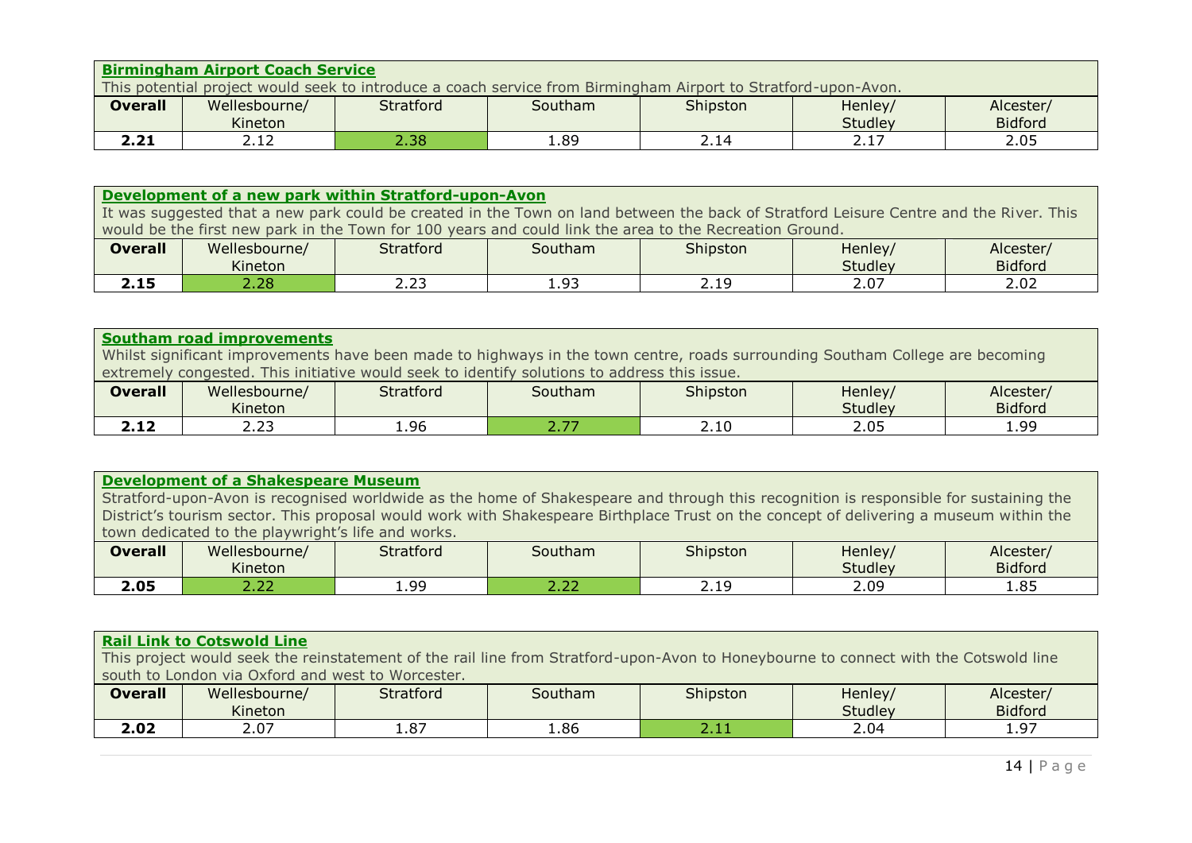**Birmingham Airport Coach Service**

This potential project would seek to introduce a coach service from Birmingham Airport to Stratford-upon-Avon.

| Overall | Wellesbourne/ Kineton | Stratford | Southam | Shipston | Henley/ Studley | Alcester/ Bidford |
|---|---|---|---|---|---|---|
| **2.21** | 2.12 | 2.38 | 1.89 | 2.14 | 2.17 | 2.05 |

**Development of a new park within Stratford-upon-Avon**

It was suggested that a new park could be created in the Town on land between the back of Stratford Leisure Centre and the River. This would be the first new park in the Town for 100 years and could link the area to the Recreation Ground.

| Overall | Wellesbourne/ Kineton | Stratford | Southam | Shipston | Henley/ Studley | Alcester/ Bidford |
|---|---|---|---|---|---|---|
| **2.15** | 2.28 | 2.23 | 1.93 | 2.19 | 2.07 | 2.02 |

**Southam road improvements**

Whilst significant improvements have been made to highways in the town centre, roads surrounding Southam College are becoming extremely congested. This initiative would seek to identify solutions to address this issue.

| Overall | Wellesbourne/ Kineton | Stratford | Southam | Shipston | Henley/ Studley | Alcester/ Bidford |
|---|---|---|---|---|---|---|
| **2.12** | 2.23 | 1.96 | 2.77 | 2.10 | 2.05 | 1.99 |

**Development of a Shakespeare Museum**

Stratford-upon-Avon is recognised worldwide as the home of Shakespeare and through this recognition is responsible for sustaining the District's tourism sector. This proposal would work with Shakespeare Birthplace Trust on the concept of delivering a museum within the town dedicated to the playwright's life and works.

| Overall | Wellesbourne/ Kineton | Stratford | Southam | Shipston | Henley/ Studley | Alcester/ Bidford |
|---|---|---|---|---|---|---|
| **2.05** | 2.22 | 1.99 | 2.22 | 2.19 | 2.09 | 1.85 |

**Rail Link to Cotswold Line**

This project would seek the reinstatement of the rail line from Stratford-upon-Avon to Honeybourne to connect with the Cotswold line south to London via Oxford and west to Worcester.

| Overall | Wellesbourne/ Kineton | Stratford | Southam | Shipston | Henley/ Studley | Alcester/ Bidford |
|---|---|---|---|---|---|---|
| **2.02** | 2.07 | 1.87 | 1.86 | 2.11 | 2.04 | 1.97 |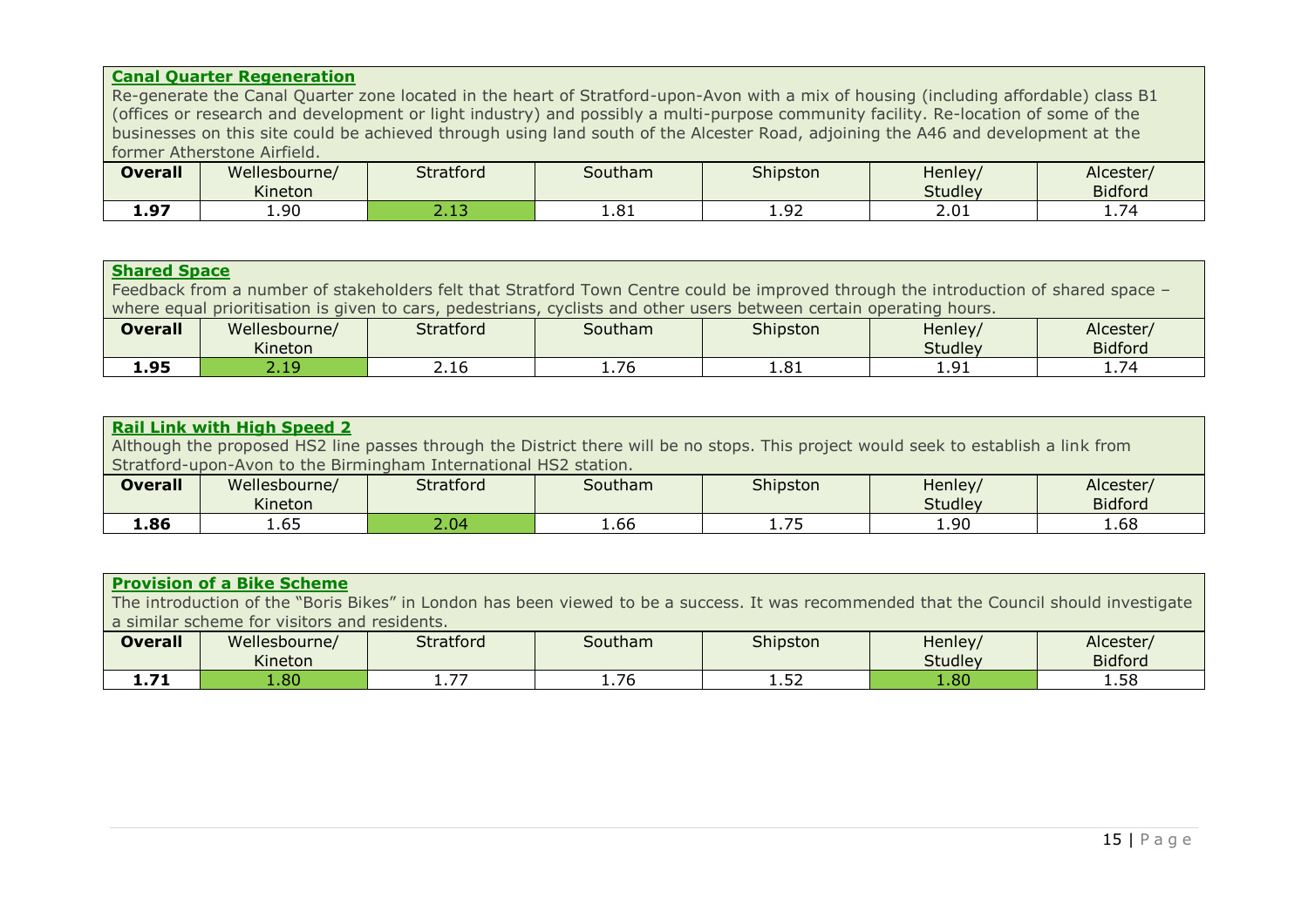**Canal Quarter Regeneration**

Re-generate the Canal Quarter zone located in the heart of Stratford-upon-Avon with a mix of housing (including affordable) class B1 (offices or research and development or light industry) and possibly a multi-purpose community facility. Re-location of some of the businesses on this site could be achieved through using land south of the Alcester Road, adjoining the A46 and development at the former Atherstone Airfield.

| **Overall** | Wellesbourne/ Kineton | Stratford | Southam | Shipston | Henley/ Studley | Alcester/ Bidford |
|---|---|---|---|---|---|---|
| **1.97** | 1.90 | 2.13 | 1.81 | 1.92 | 2.01 | 1.74 |

**Shared Space**

Feedback from a number of stakeholders felt that Stratford Town Centre could be improved through the introduction of shared space – where equal prioritisation is given to cars, pedestrians, cyclists and other users between certain operating hours.

| **Overall** | Wellesbourne/ Kineton | Stratford | Southam | Shipston | Henley/ Studley | Alcester/ Bidford |
|---|---|---|---|---|---|---|
| **1.95** | 2.19 | 2.16 | 1.76 | 1.81 | 1.91 | 1.74 |

**Rail Link with High Speed 2**

Although the proposed HS2 line passes through the District there will be no stops. This project would seek to establish a link from Stratford-upon-Avon to the Birmingham International HS2 station.

| **Overall** | Wellesbourne/ Kineton | Stratford | Southam | Shipston | Henley/ Studley | Alcester/ Bidford |
|---|---|---|---|---|---|---|
| **1.86** | 1.65 | 2.04 | 1.66 | 1.75 | 1.90 | 1.68 |

**Provision of a Bike Scheme**

The introduction of the "Boris Bikes" in London has been viewed to be a success. It was recommended that the Council should investigate a similar scheme for visitors and residents.

| **Overall** | Wellesbourne/ Kineton | Stratford | Southam | Shipston | Henley/ Studley | Alcester/ Bidford |
|---|---|---|---|---|---|---|
| **1.71** | 1.80 | 1.77 | 1.76 | 1.52 | 1.80 | 1.58 |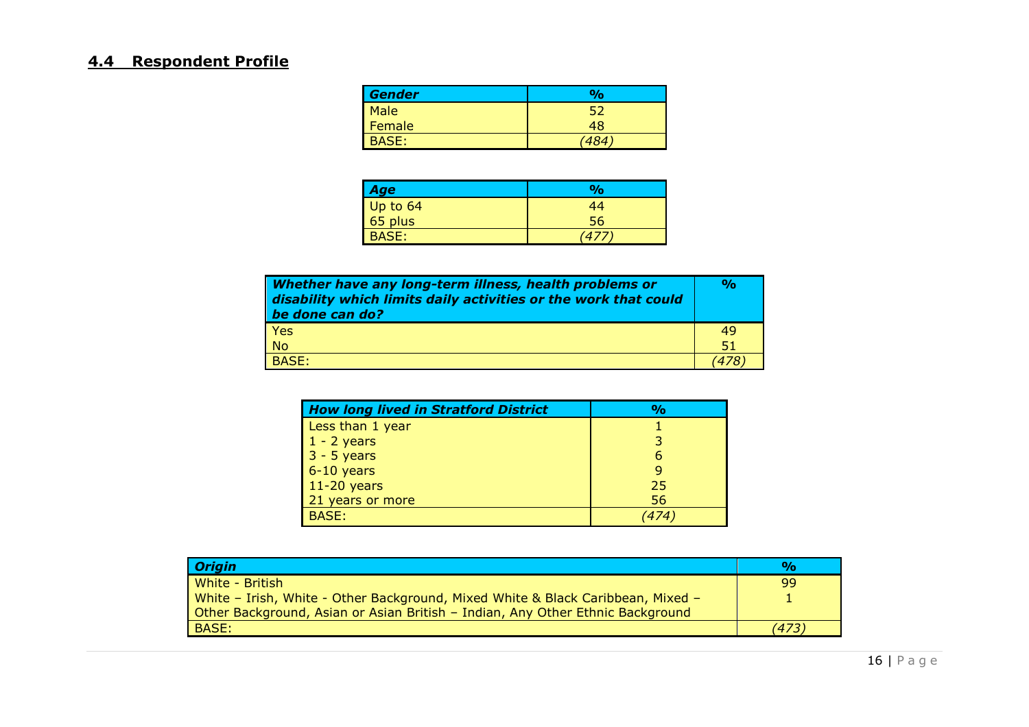## 4.4 Respondent Profile

| *Gender* | % |
|---|---|
| Male | 52 |
| Female | 48 |
| BASE: | *(484)* |

| *Age* | % |
|---|---|
| Up to 64 | 44 |
| 65 plus | 56 |
| BASE: | *(477)* |

| *Whether have any long-term illness, health problems or disability which limits daily activities or the work that could be done can do?* | % |
|---|---|
| Yes | 49 |
| No | 51 |
| BASE: | *(478)* |

| *How long lived in Stratford District* | % |
|---|---|
| Less than 1 year | 1 |
| 1 - 2 years | 3 |
| 3 - 5 years | 6 |
| 6-10 years | 9 |
| 11-20 years | 25 |
| 21 years or more | 56 |
| BASE: | *(474)* |

| *Origin* | % |
|---|---|
| White - British | 99 |
| White – Irish, White - Other Background, Mixed White & Black Caribbean, Mixed – Other Background, Asian or Asian British – Indian, Any Other Ethnic Background | 1 |
| BASE: | *(473)* |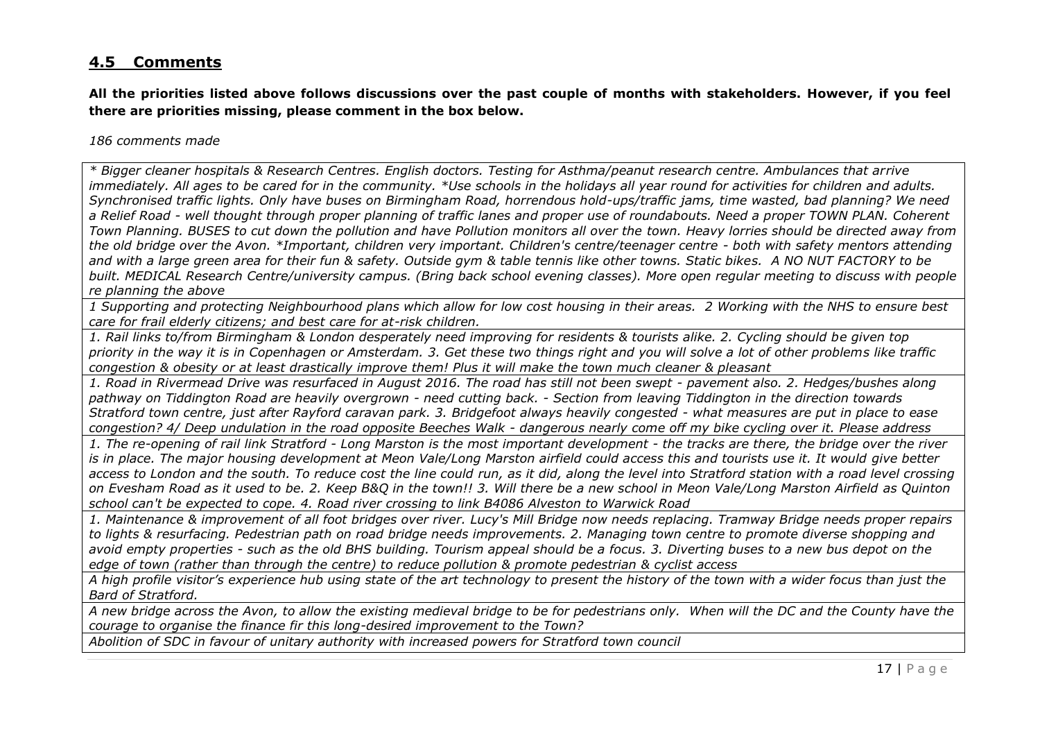## 4.5 Comments

**All the priorities listed above follows discussions over the past couple of months with stakeholders. However, if you feel there are priorities missing, please comment in the box below.**

*186 comments made*

| |
|---|
| *\* Bigger cleaner hospitals & Research Centres. English doctors. Testing for Asthma/peanut research centre. Ambulances that arrive immediately. All ages to be cared for in the community. \*Use schools in the holidays all year round for activities for children and adults. Synchronised traffic lights. Only have buses on Birmingham Road, horrendous hold-ups/traffic jams, time wasted, bad planning? We need a Relief Road - well thought through proper planning of traffic lanes and proper use of roundabouts. Need a proper TOWN PLAN. Coherent Town Planning. BUSES to cut down the pollution and have Pollution monitors all over the town. Heavy lorries should be directed away from the old bridge over the Avon. \*Important, children very important. Children's centre/teenager centre - both with safety mentors attending and with a large green area for their fun & safety. Outside gym & table tennis like other towns. Static bikes. A NO NUT FACTORY to be built. MEDICAL Research Centre/university campus. (Bring back school evening classes). More open regular meeting to discuss with people re planning the above* |
| *1 Supporting and protecting Neighbourhood plans which allow for low cost housing in their areas. 2 Working with the NHS to ensure best care for frail elderly citizens; and best care for at-risk children.* |
| *1. Rail links to/from Birmingham & London desperately need improving for residents & tourists alike. 2. Cycling should be given top priority in the way it is in Copenhagen or Amsterdam. 3. Get these two things right and you will solve a lot of other problems like traffic congestion & obesity or at least drastically improve them! Plus it will make the town much cleaner & pleasant* |
| *1. Road in Rivermead Drive was resurfaced in August 2016. The road has still not been swept - pavement also. 2. Hedges/bushes along pathway on Tiddington Road are heavily overgrown - need cutting back. - Section from leaving Tiddington in the direction towards Stratford town centre, just after Rayford caravan park. 3. Bridgefoot always heavily congested - what measures are put in place to ease congestion? 4/ Deep undulation in the road opposite Beeches Walk - dangerous nearly come off my bike cycling over it. Please address* |
| *1. The re-opening of rail link Stratford - Long Marston is the most important development - the tracks are there, the bridge over the river is in place. The major housing development at Meon Vale/Long Marston airfield could access this and tourists use it. It would give better access to London and the south. To reduce cost the line could run, as it did, along the level into Stratford station with a road level crossing on Evesham Road as it used to be. 2. Keep B&Q in the town!! 3. Will there be a new school in Meon Vale/Long Marston Airfield as Quinton school can't be expected to cope. 4. Road river crossing to link B4086 Alveston to Warwick Road* |
| *1. Maintenance & improvement of all foot bridges over river. Lucy's Mill Bridge now needs replacing. Tramway Bridge needs proper repairs to lights & resurfacing. Pedestrian path on road bridge needs improvements. 2. Managing town centre to promote diverse shopping and avoid empty properties - such as the old BHS building. Tourism appeal should be a focus. 3. Diverting buses to a new bus depot on the edge of town (rather than through the centre) to reduce pollution & promote pedestrian & cyclist access* |
| *A high profile visitor's experience hub using state of the art technology to present the history of the town with a wider focus than just the Bard of Stratford.* |
| *A new bridge across the Avon, to allow the existing medieval bridge to be for pedestrians only. When will the DC and the County have the courage to organise the finance fir this long-desired improvement to the Town?* |
| *Abolition of SDC in favour of unitary authority with increased powers for Stratford town council* |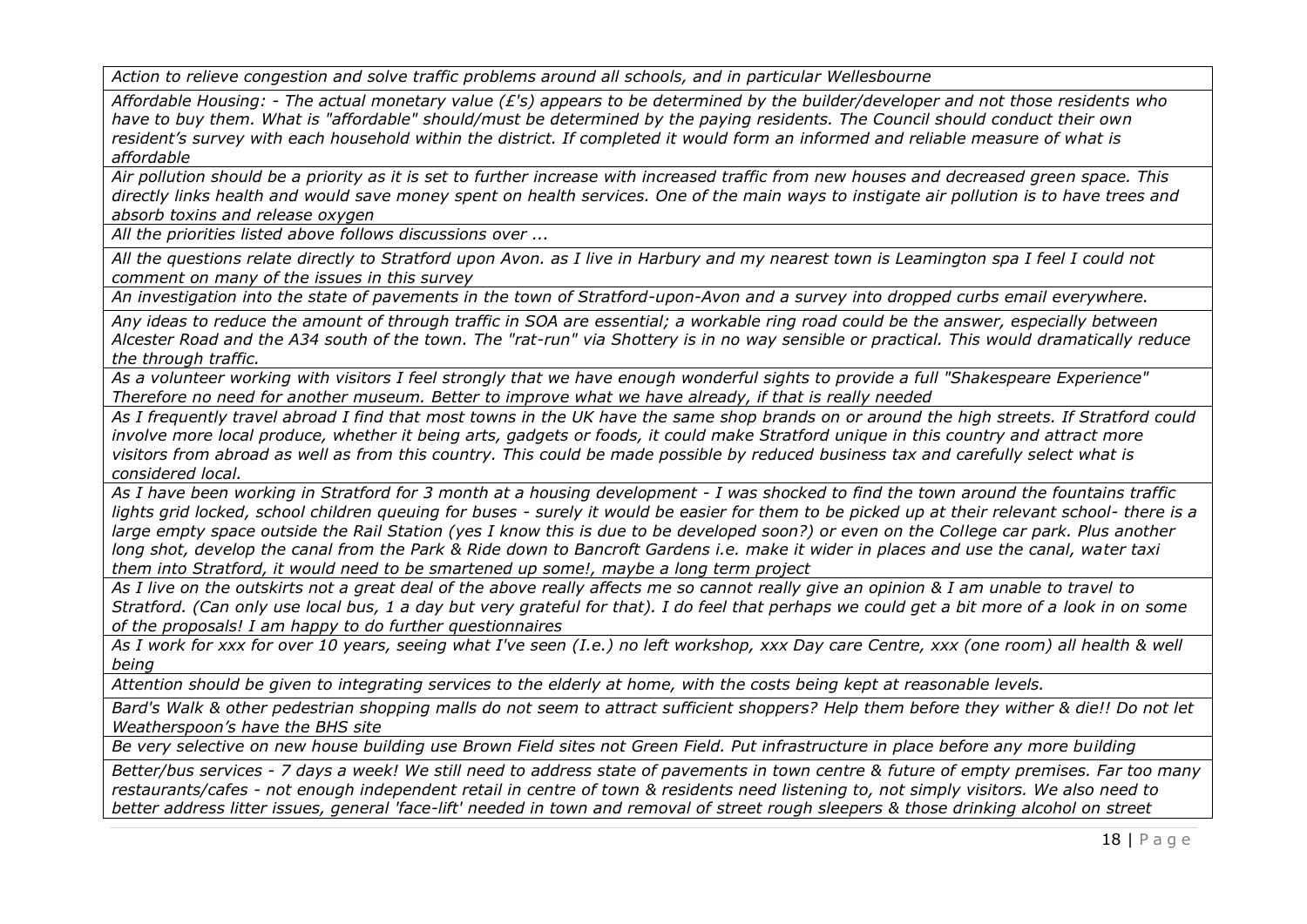| *Action to relieve congestion and solve traffic problems around all schools, and in particular Wellesbourne* |
|---|
| *Affordable Housing: - The actual monetary value (£'s) appears to be determined by the builder/developer and not those residents who have to buy them. What is "affordable" should/must be determined by the paying residents. The Council should conduct their own resident's survey with each household within the district. If completed it would form an informed and reliable measure of what is affordable* |
| *Air pollution should be a priority as it is set to further increase with increased traffic from new houses and decreased green space. This directly links health and would save money spent on health services. One of the main ways to instigate air pollution is to have trees and absorb toxins and release oxygen* |
| *All the priorities listed above follows discussions over ...* |
| *All the questions relate directly to Stratford upon Avon. as I live in Harbury and my nearest town is Leamington spa I feel I could not comment on many of the issues in this survey* |
| *An investigation into the state of pavements in the town of Stratford-upon-Avon and a survey into dropped curbs email everywhere.* |
| *Any ideas to reduce the amount of through traffic in SOA are essential; a workable ring road could be the answer, especially between Alcester Road and the A34 south of the town. The "rat-run" via Shottery is in no way sensible or practical. This would dramatically reduce the through traffic.* |
| *As a volunteer working with visitors I feel strongly that we have enough wonderful sights to provide a full "Shakespeare Experience" Therefore no need for another museum. Better to improve what we have already, if that is really needed* |
| *As I frequently travel abroad I find that most towns in the UK have the same shop brands on or around the high streets. If Stratford could involve more local produce, whether it being arts, gadgets or foods, it could make Stratford unique in this country and attract more visitors from abroad as well as from this country. This could be made possible by reduced business tax and carefully select what is considered local.* |
| *As I have been working in Stratford for 3 month at a housing development - I was shocked to find the town around the fountains traffic lights grid locked, school children queuing for buses - surely it would be easier for them to be picked up at their relevant school- there is a large empty space outside the Rail Station (yes I know this is due to be developed soon?) or even on the College car park. Plus another long shot, develop the canal from the Park & Ride down to Bancroft Gardens i.e. make it wider in places and use the canal, water taxi them into Stratford, it would need to be smartened up some!, maybe a long term project* |
| *As I live on the outskirts not a great deal of the above really affects me so cannot really give an opinion & I am unable to travel to Stratford. (Can only use local bus, 1 a day but very grateful for that). I do feel that perhaps we could get a bit more of a look in on some of the proposals! I am happy to do further questionnaires* |
| *As I work for xxx for over 10 years, seeing what I've seen (I.e.) no left workshop, xxx Day care Centre, xxx (one room) all health & well being* |
| *Attention should be given to integrating services to the elderly at home, with the costs being kept at reasonable levels.* |
| *Bard's Walk & other pedestrian shopping malls do not seem to attract sufficient shoppers? Help them before they wither & die!! Do not let Weatherspoon's have the BHS site* |
| *Be very selective on new house building use Brown Field sites not Green Field. Put infrastructure in place before any more building* |
| *Better/bus services - 7 days a week! We still need to address state of pavements in town centre & future of empty premises. Far too many restaurants/cafes - not enough independent retail in centre of town & residents need listening to, not simply visitors. We also need to better address litter issues, general 'face-lift' needed in town and removal of street rough sleepers & those drinking alcohol on street* |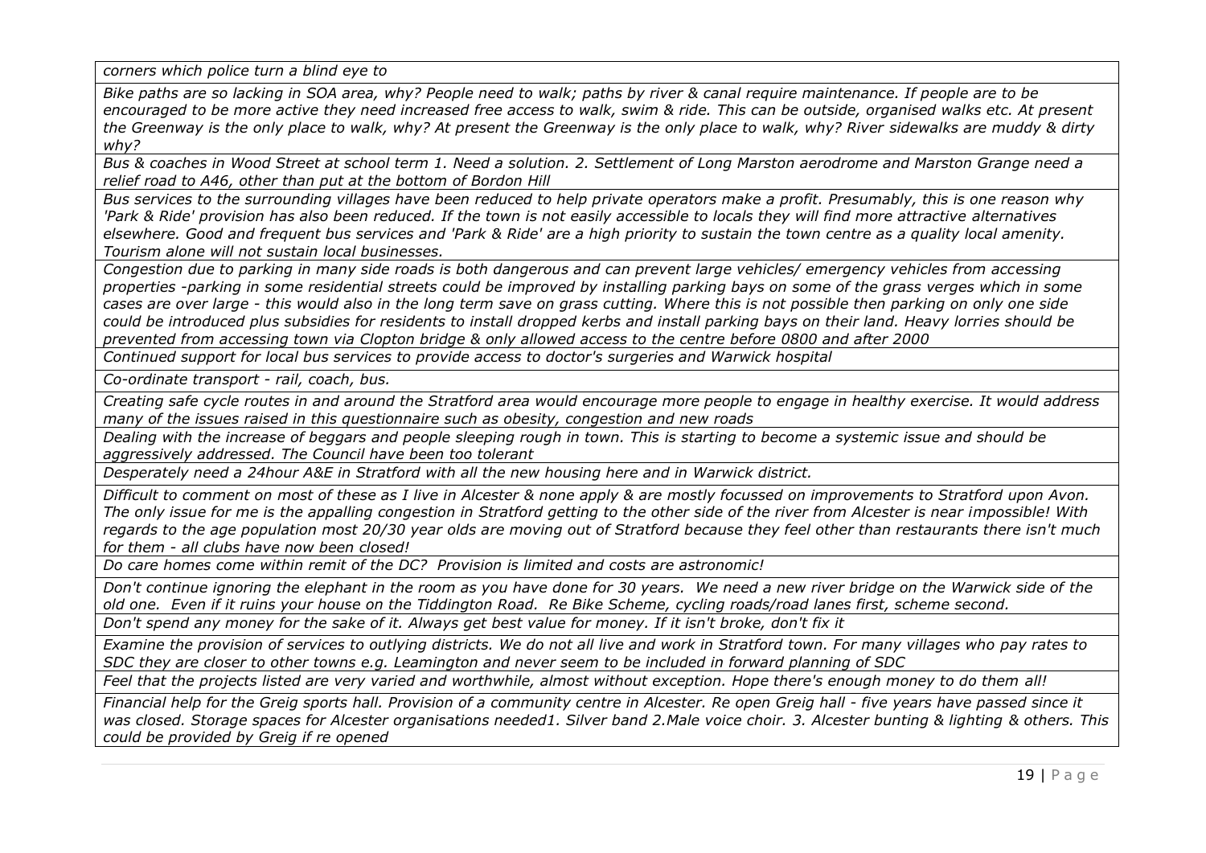| |
|---|
| *corners which police turn a blind eye to* |
| *Bike paths are so lacking in SOA area, why? People need to walk; paths by river & canal require maintenance. If people are to be encouraged to be more active they need increased free access to walk, swim & ride. This can be outside, organised walks etc. At present the Greenway is the only place to walk, why? At present the Greenway is the only place to walk, why? River sidewalks are muddy & dirty why?* |
| *Bus & coaches in Wood Street at school term 1. Need a solution. 2. Settlement of Long Marston aerodrome and Marston Grange need a relief road to A46, other than put at the bottom of Bordon Hill* |
| *Bus services to the surrounding villages have been reduced to help private operators make a profit. Presumably, this is one reason why 'Park & Ride' provision has also been reduced. If the town is not easily accessible to locals they will find more attractive alternatives elsewhere. Good and frequent bus services and 'Park & Ride' are a high priority to sustain the town centre as a quality local amenity. Tourism alone will not sustain local businesses.* |
| *Congestion due to parking in many side roads is both dangerous and can prevent large vehicles/ emergency vehicles from accessing properties -parking in some residential streets could be improved by installing parking bays on some of the grass verges which in some cases are over large - this would also in the long term save on grass cutting. Where this is not possible then parking on only one side could be introduced plus subsidies for residents to install dropped kerbs and install parking bays on their land. Heavy lorries should be prevented from accessing town via Clopton bridge & only allowed access to the centre before 0800 and after 2000* |
| *Continued support for local bus services to provide access to doctor's surgeries and Warwick hospital* |
| *Co-ordinate transport - rail, coach, bus.* |
| *Creating safe cycle routes in and around the Stratford area would encourage more people to engage in healthy exercise. It would address many of the issues raised in this questionnaire such as obesity, congestion and new roads* |
| *Dealing with the increase of beggars and people sleeping rough in town. This is starting to become a systemic issue and should be aggressively addressed. The Council have been too tolerant* |
| *Desperately need a 24hour A&E in Stratford with all the new housing here and in Warwick district.* |
| *Difficult to comment on most of these as I live in Alcester & none apply & are mostly focussed on improvements to Stratford upon Avon. The only issue for me is the appalling congestion in Stratford getting to the other side of the river from Alcester is near impossible! With regards to the age population most 20/30 year olds are moving out of Stratford because they feel other than restaurants there isn't much for them - all clubs have now been closed!* |
| *Do care homes come within remit of the DC? Provision is limited and costs are astronomic!* |
| *Don't continue ignoring the elephant in the room as you have done for 30 years. We need a new river bridge on the Warwick side of the old one. Even if it ruins your house on the Tiddington Road. Re Bike Scheme, cycling roads/road lanes first, scheme second.* |
| *Don't spend any money for the sake of it. Always get best value for money. If it isn't broke, don't fix it* |
| *Examine the provision of services to outlying districts. We do not all live and work in Stratford town. For many villages who pay rates to SDC they are closer to other towns e.g. Leamington and never seem to be included in forward planning of SDC* |
| *Feel that the projects listed are very varied and worthwhile, almost without exception. Hope there's enough money to do them all!* |
| *Financial help for the Greig sports hall. Provision of a community centre in Alcester. Re open Greig hall - five years have passed since it was closed. Storage spaces for Alcester organisations needed1. Silver band 2.Male voice choir. 3. Alcester bunting & lighting & others. This could be provided by Greig if re opened* |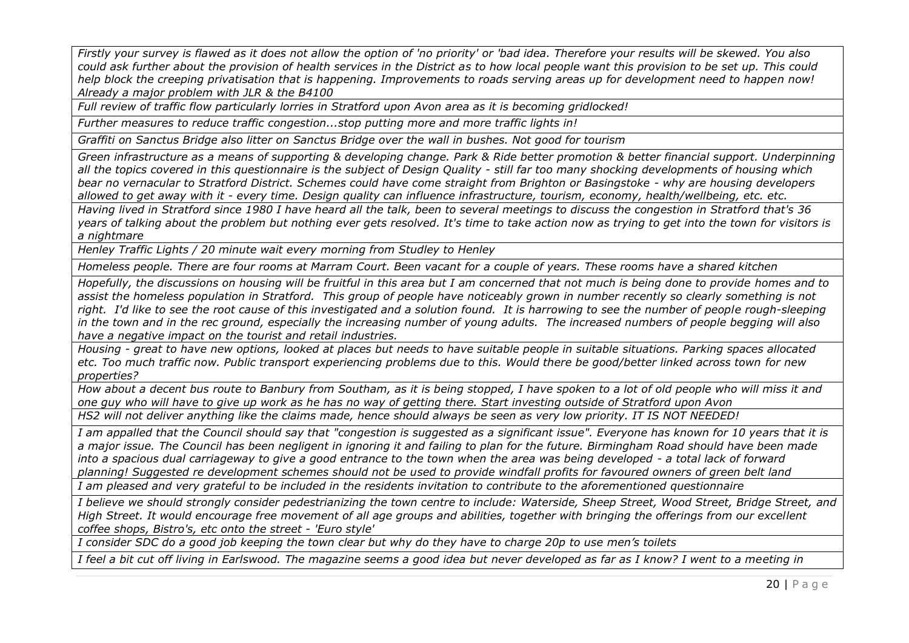| |
|---|
| *Firstly your survey is flawed as it does not allow the option of 'no priority' or 'bad idea. Therefore your results will be skewed. You also could ask further about the provision of health services in the District as to how local people want this provision to be set up. This could help block the creeping privatisation that is happening. Improvements to roads serving areas up for development need to happen now! Already a major problem with JLR & the B4100* |
| *Full review of traffic flow particularly lorries in Stratford upon Avon area as it is becoming gridlocked!* |
| *Further measures to reduce traffic congestion...stop putting more and more traffic lights in!* |
| *Graffiti on Sanctus Bridge also litter on Sanctus Bridge over the wall in bushes. Not good for tourism* |
| *Green infrastructure as a means of supporting & developing change. Park & Ride better promotion & better financial support. Underpinning all the topics covered in this questionnaire is the subject of Design Quality - still far too many shocking developments of housing which bear no vernacular to Stratford District. Schemes could have come straight from Brighton or Basingstoke - why are housing developers allowed to get away with it - every time. Design quality can influence infrastructure, tourism, economy, health/wellbeing, etc. etc.* |
| *Having lived in Stratford since 1980 I have heard all the talk, been to several meetings to discuss the congestion in Stratford that's 36 years of talking about the problem but nothing ever gets resolved. It's time to take action now as trying to get into the town for visitors is a nightmare* |
| *Henley Traffic Lights / 20 minute wait every morning from Studley to Henley* |
| *Homeless people. There are four rooms at Marram Court. Been vacant for a couple of years. These rooms have a shared kitchen* |
| *Hopefully, the discussions on housing will be fruitful in this area but I am concerned that not much is being done to provide homes and to assist the homeless population in Stratford. This group of people have noticeably grown in number recently so clearly something is not right. I'd like to see the root cause of this investigated and a solution found. It is harrowing to see the number of people rough-sleeping in the town and in the rec ground, especially the increasing number of young adults. The increased numbers of people begging will also have a negative impact on the tourist and retail industries.* |
| *Housing - great to have new options, looked at places but needs to have suitable people in suitable situations. Parking spaces allocated etc. Too much traffic now. Public transport experiencing problems due to this. Would there be good/better linked across town for new properties?* |
| *How about a decent bus route to Banbury from Southam, as it is being stopped, I have spoken to a lot of old people who will miss it and one guy who will have to give up work as he has no way of getting there. Start investing outside of Stratford upon Avon* |
| *HS2 will not deliver anything like the claims made, hence should always be seen as very low priority. IT IS NOT NEEDED!* |
| *I am appalled that the Council should say that "congestion is suggested as a significant issue". Everyone has known for 10 years that it is a major issue. The Council has been negligent in ignoring it and failing to plan for the future. Birmingham Road should have been made into a spacious dual carriageway to give a good entrance to the town when the area was being developed - a total lack of forward planning! Suggested re development schemes should not be used to provide windfall profits for favoured owners of green belt land* |
| *I am pleased and very grateful to be included in the residents invitation to contribute to the aforementioned questionnaire* |
| *I believe we should strongly consider pedestrianizing the town centre to include: Waterside, Sheep Street, Wood Street, Bridge Street, and High Street. It would encourage free movement of all age groups and abilities, together with bringing the offerings from our excellent coffee shops, Bistro's, etc onto the street - 'Euro style'* |
| *I consider SDC do a good job keeping the town clear but why do they have to charge 20p to use men's toilets* |
| *I feel a bit cut off living in Earlswood. The magazine seems a good idea but never developed as far as I know? I went to a meeting in* |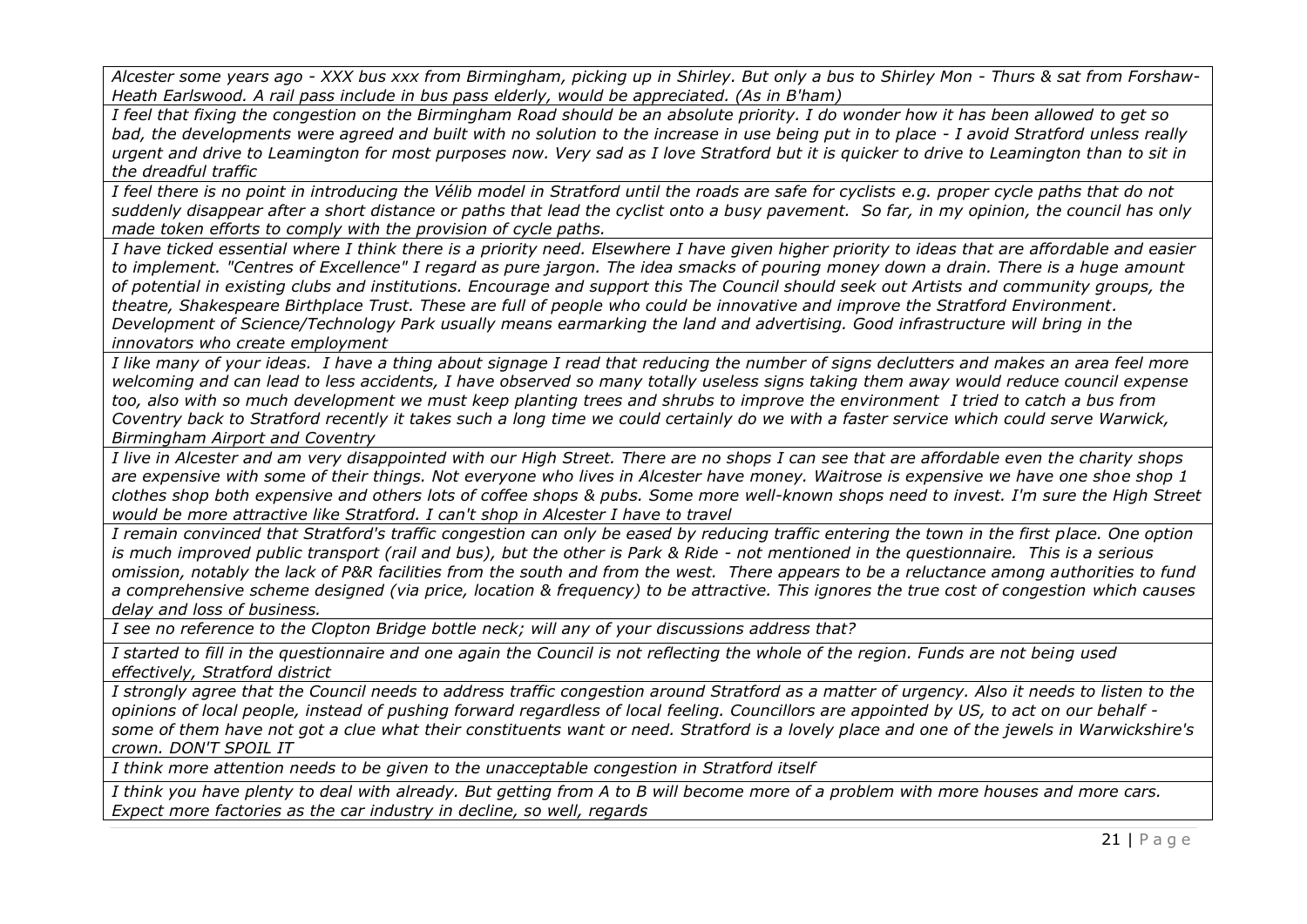| |
|---|
| *Alcester some years ago - XXX bus xxx from Birmingham, picking up in Shirley. But only a bus to Shirley Mon - Thurs & sat from Forshaw-Heath Earlswood. A rail pass include in bus pass elderly, would be appreciated. (As in B'ham)* |
| *I feel that fixing the congestion on the Birmingham Road should be an absolute priority. I do wonder how it has been allowed to get so bad, the developments were agreed and built with no solution to the increase in use being put in to place - I avoid Stratford unless really urgent and drive to Leamington for most purposes now. Very sad as I love Stratford but it is quicker to drive to Leamington than to sit in the dreadful traffic* |
| *I feel there is no point in introducing the Vélib model in Stratford until the roads are safe for cyclists e.g. proper cycle paths that do not suddenly disappear after a short distance or paths that lead the cyclist onto a busy pavement. So far, in my opinion, the council has only made token efforts to comply with the provision of cycle paths.* |
| *I have ticked essential where I think there is a priority need. Elsewhere I have given higher priority to ideas that are affordable and easier to implement. "Centres of Excellence" I regard as pure jargon. The idea smacks of pouring money down a drain. There is a huge amount of potential in existing clubs and institutions. Encourage and support this The Council should seek out Artists and community groups, the theatre, Shakespeare Birthplace Trust. These are full of people who could be innovative and improve the Stratford Environment. Development of Science/Technology Park usually means earmarking the land and advertising. Good infrastructure will bring in the innovators who create employment* |
| *I like many of your ideas. I have a thing about signage I read that reducing the number of signs declutters and makes an area feel more welcoming and can lead to less accidents, I have observed so many totally useless signs taking them away would reduce council expense too, also with so much development we must keep planting trees and shrubs to improve the environment I tried to catch a bus from Coventry back to Stratford recently it takes such a long time we could certainly do we with a faster service which could serve Warwick, Birmingham Airport and Coventry* |
| *I live in Alcester and am very disappointed with our High Street. There are no shops I can see that are affordable even the charity shops are expensive with some of their things. Not everyone who lives in Alcester have money. Waitrose is expensive we have one shoe shop 1 clothes shop both expensive and others lots of coffee shops & pubs. Some more well-known shops need to invest. I'm sure the High Street would be more attractive like Stratford. I can't shop in Alcester I have to travel* |
| *I remain convinced that Stratford's traffic congestion can only be eased by reducing traffic entering the town in the first place. One option is much improved public transport (rail and bus), but the other is Park & Ride - not mentioned in the questionnaire. This is a serious omission, notably the lack of P&R facilities from the south and from the west. There appears to be a reluctance among authorities to fund a comprehensive scheme designed (via price, location & frequency) to be attractive. This ignores the true cost of congestion which causes delay and loss of business.* |
| *I see no reference to the Clopton Bridge bottle neck; will any of your discussions address that?* |
| *I started to fill in the questionnaire and one again the Council is not reflecting the whole of the region. Funds are not being used effectively, Stratford district* |
| *I strongly agree that the Council needs to address traffic congestion around Stratford as a matter of urgency. Also it needs to listen to the opinions of local people, instead of pushing forward regardless of local feeling. Councillors are appointed by US, to act on our behalf - some of them have not got a clue what their constituents want or need. Stratford is a lovely place and one of the jewels in Warwickshire's crown. DON'T SPOIL IT* |
| *I think more attention needs to be given to the unacceptable congestion in Stratford itself* |
| *I think you have plenty to deal with already. But getting from A to B will become more of a problem with more houses and more cars. Expect more factories as the car industry in decline, so well, regards* |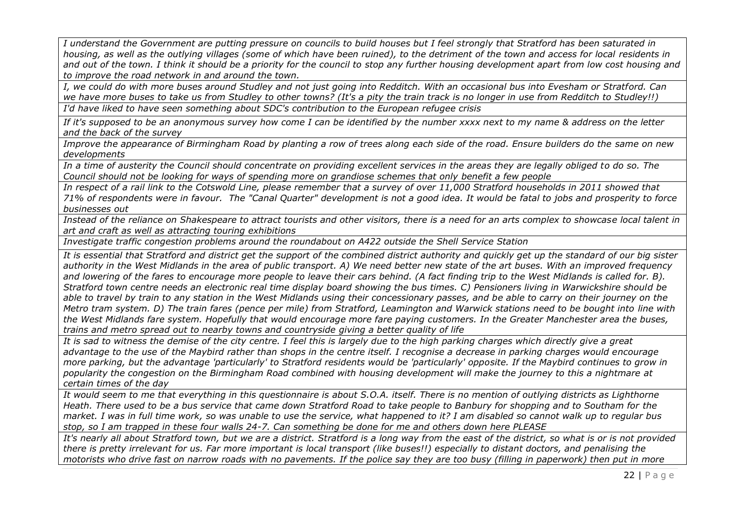| |
|---|
| *I understand the Government are putting pressure on councils to build houses but I feel strongly that Stratford has been saturated in housing, as well as the outlying villages (some of which have been ruined), to the detriment of the town and access for local residents in and out of the town. I think it should be a priority for the council to stop any further housing development apart from low cost housing and to improve the road network in and around the town.* |
| *I, we could do with more buses around Studley and not just going into Redditch. With an occasional bus into Evesham or Stratford. Can we have more buses to take us from Studley to other towns? (It's a pity the train track is no longer in use from Redditch to Studley!!)* |
| *I'd have liked to have seen something about SDC's contribution to the European refugee crisis* |
| *If it's supposed to be an anonymous survey how come I can be identified by the number xxxx next to my name & address on the letter and the back of the survey* |
| *Improve the appearance of Birmingham Road by planting a row of trees along each side of the road. Ensure builders do the same on new developments* |
| *In a time of austerity the Council should concentrate on providing excellent services in the areas they are legally obliged to do so. The Council should not be looking for ways of spending more on grandiose schemes that only benefit a few people* |
| *In respect of a rail link to the Cotswold Line, please remember that a survey of over 11,000 Stratford households in 2011 showed that 71% of respondents were in favour. The "Canal Quarter" development is not a good idea. It would be fatal to jobs and prosperity to force businesses out* |
| *Instead of the reliance on Shakespeare to attract tourists and other visitors, there is a need for an arts complex to showcase local talent in art and craft as well as attracting touring exhibitions* |
| *Investigate traffic congestion problems around the roundabout on A422 outside the Shell Service Station* |
| *It is essential that Stratford and district get the support of the combined district authority and quickly get up the standard of our big sister authority in the West Midlands in the area of public transport. A) We need better new state of the art buses. With an improved frequency and lowering of the fares to encourage more people to leave their cars behind. (A fact finding trip to the West Midlands is called for. B). Stratford town centre needs an electronic real time display board showing the bus times. C) Pensioners living in Warwickshire should be able to travel by train to any station in the West Midlands using their concessionary passes, and be able to carry on their journey on the Metro tram system. D) The train fares (pence per mile) from Stratford, Leamington and Warwick stations need to be bought into line with the West Midlands fare system. Hopefully that would encourage more fare paying customers. In the Greater Manchester area the buses, trains and metro spread out to nearby towns and countryside giving a better quality of life* |
| *It is sad to witness the demise of the city centre. I feel this is largely due to the high parking charges which directly give a great advantage to the use of the Maybird rather than shops in the centre itself. I recognise a decrease in parking charges would encourage more parking, but the advantage 'particularly' to Stratford residents would be 'particularly' opposite. If the Maybird continues to grow in popularity the congestion on the Birmingham Road combined with housing development will make the journey to this a nightmare at certain times of the day* |
| *It would seem to me that everything in this questionnaire is about S.O.A. itself. There is no mention of outlying districts as Lighthorne Heath. There used to be a bus service that came down Stratford Road to take people to Banbury for shopping and to Southam for the market. I was in full time work, so was unable to use the service, what happened to it? I am disabled so cannot walk up to regular bus stop, so I am trapped in these four walls 24-7. Can something be done for me and others down here PLEASE* |
| *It's nearly all about Stratford town, but we are a district. Stratford is a long way from the east of the district, so what is or is not provided there is pretty irrelevant for us. Far more important is local transport (like buses!!) especially to distant doctors, and penalising the motorists who drive fast on narrow roads with no pavements. If the police say they are too busy (filling in paperwork) then put in more* |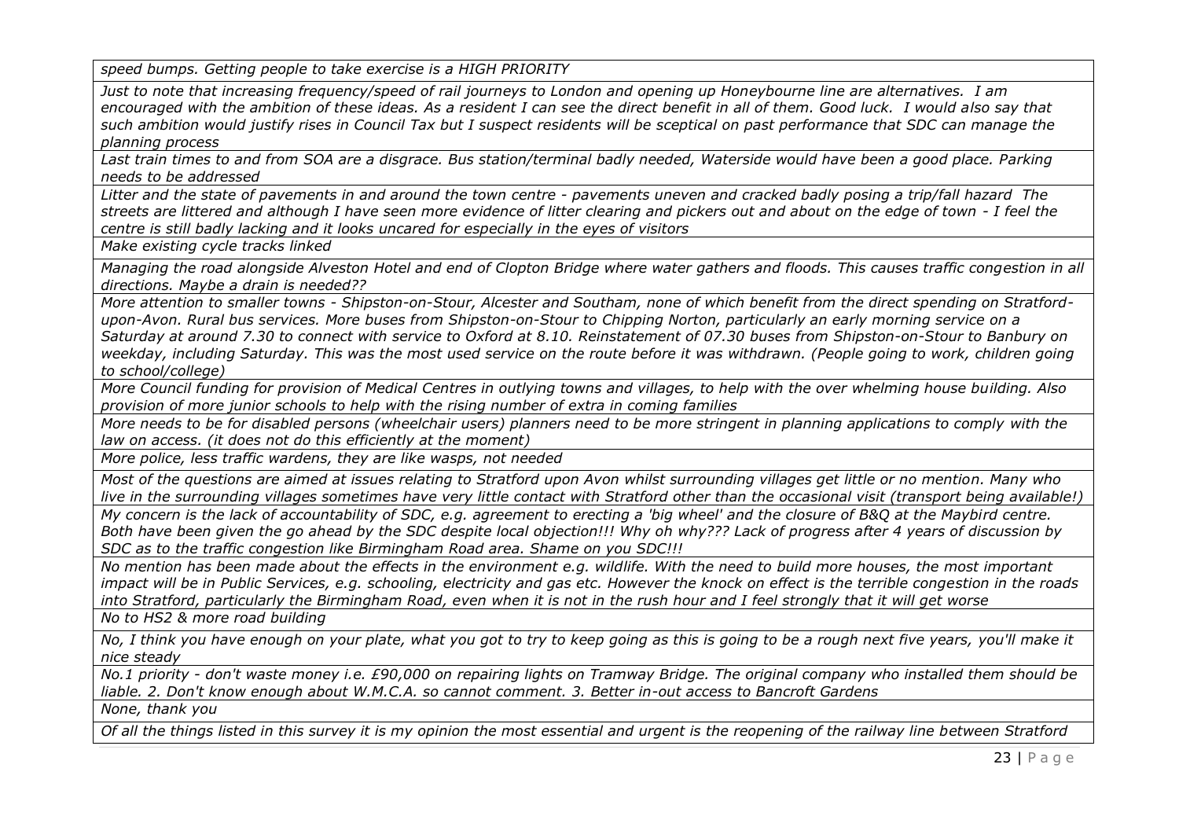| |
|---|
| *speed bumps. Getting people to take exercise is a HIGH PRIORITY* |
| *Just to note that increasing frequency/speed of rail journeys to London and opening up Honeybourne line are alternatives. I am encouraged with the ambition of these ideas. As a resident I can see the direct benefit in all of them. Good luck. I would also say that such ambition would justify rises in Council Tax but I suspect residents will be sceptical on past performance that SDC can manage the planning process* |
| *Last train times to and from SOA are a disgrace. Bus station/terminal badly needed, Waterside would have been a good place. Parking needs to be addressed* |
| *Litter and the state of pavements in and around the town centre - pavements uneven and cracked badly posing a trip/fall hazard The streets are littered and although I have seen more evidence of litter clearing and pickers out and about on the edge of town - I feel the centre is still badly lacking and it looks uncared for especially in the eyes of visitors* |
| *Make existing cycle tracks linked* |
| *Managing the road alongside Alveston Hotel and end of Clopton Bridge where water gathers and floods. This causes traffic congestion in all directions. Maybe a drain is needed??* |
| *More attention to smaller towns - Shipston-on-Stour, Alcester and Southam, none of which benefit from the direct spending on Stratford-upon-Avon. Rural bus services. More buses from Shipston-on-Stour to Chipping Norton, particularly an early morning service on a Saturday at around 7.30 to connect with service to Oxford at 8.10. Reinstatement of 07.30 buses from Shipston-on-Stour to Banbury on weekday, including Saturday. This was the most used service on the route before it was withdrawn. (People going to work, children going to school/college)* |
| *More Council funding for provision of Medical Centres in outlying towns and villages, to help with the over whelming house building. Also provision of more junior schools to help with the rising number of extra in coming families* |
| *More needs to be for disabled persons (wheelchair users) planners need to be more stringent in planning applications to comply with the law on access. (it does not do this efficiently at the moment)* |
| *More police, less traffic wardens, they are like wasps, not needed* |
| *Most of the questions are aimed at issues relating to Stratford upon Avon whilst surrounding villages get little or no mention. Many who live in the surrounding villages sometimes have very little contact with Stratford other than the occasional visit (transport being available!)* |
| *My concern is the lack of accountability of SDC, e.g. agreement to erecting a 'big wheel' and the closure of B&Q at the Maybird centre. Both have been given the go ahead by the SDC despite local objection!!! Why oh why??? Lack of progress after 4 years of discussion by SDC as to the traffic congestion like Birmingham Road area. Shame on you SDC!!!* |
| *No mention has been made about the effects in the environment e.g. wildlife. With the need to build more houses, the most important impact will be in Public Services, e.g. schooling, electricity and gas etc. However the knock on effect is the terrible congestion in the roads into Stratford, particularly the Birmingham Road, even when it is not in the rush hour and I feel strongly that it will get worse* |
| *No to HS2 & more road building* |
| *No, I think you have enough on your plate, what you got to try to keep going as this is going to be a rough next five years, you'll make it nice steady* |
| *No.1 priority - don't waste money i.e. £90,000 on repairing lights on Tramway Bridge. The original company who installed them should be liable. 2. Don't know enough about W.M.C.A. so cannot comment. 3. Better in-out access to Bancroft Gardens* |
| *None, thank you* |
| *Of all the things listed in this survey it is my opinion the most essential and urgent is the reopening of the railway line between Stratford* |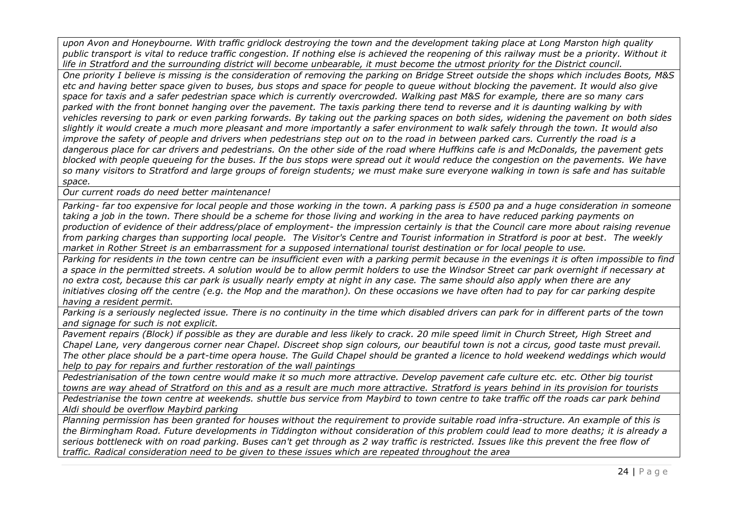| |
|---|
| *upon Avon and Honeybourne. With traffic gridlock destroying the town and the development taking place at Long Marston high quality public transport is vital to reduce traffic congestion. If nothing else is achieved the reopening of this railway must be a priority. Without it life in Stratford and the surrounding district will become unbearable, it must become the utmost priority for the District council.* |
| *One priority I believe is missing is the consideration of removing the parking on Bridge Street outside the shops which includes Boots, M&S etc and having better space given to buses, bus stops and space for people to queue without blocking the pavement. It would also give space for taxis and a safer pedestrian space which is currently overcrowded. Walking past M&S for example, there are so many cars parked with the front bonnet hanging over the pavement. The taxis parking there tend to reverse and it is daunting walking by with vehicles reversing to park or even parking forwards. By taking out the parking spaces on both sides, widening the pavement on both sides slightly it would create a much more pleasant and more importantly a safer environment to walk safely through the town. It would also improve the safety of people and drivers when pedestrians step out on to the road in between parked cars. Currently the road is a dangerous place for car drivers and pedestrians. On the other side of the road where Huffkins cafe is and McDonalds, the pavement gets blocked with people queueing for the buses. If the bus stops were spread out it would reduce the congestion on the pavements. We have so many visitors to Stratford and large groups of foreign students; we must make sure everyone walking in town is safe and has suitable space.* |
| *Our current roads do need better maintenance!* |
| *Parking- far too expensive for local people and those working in the town. A parking pass is £500 pa and a huge consideration in someone taking a job in the town. There should be a scheme for those living and working in the area to have reduced parking payments on production of evidence of their address/place of employment- the impression certainly is that the Council care more about raising revenue from parking charges than supporting local people. The Visitor's Centre and Tourist information in Stratford is poor at best. The weekly market in Rother Street is an embarrassment for a supposed international tourist destination or for local people to use.* |
| *Parking for residents in the town centre can be insufficient even with a parking permit because in the evenings it is often impossible to find a space in the permitted streets. A solution would be to allow permit holders to use the Windsor Street car park overnight if necessary at no extra cost, because this car park is usually nearly empty at night in any case. The same should also apply when there are any initiatives closing off the centre (e.g. the Mop and the marathon). On these occasions we have often had to pay for car parking despite having a resident permit.* |
| *Parking is a seriously neglected issue. There is no continuity in the time which disabled drivers can park for in different parts of the town and signage for such is not explicit.* |
| *Pavement repairs (Block) if possible as they are durable and less likely to crack. 20 mile speed limit in Church Street, High Street and Chapel Lane, very dangerous corner near Chapel. Discreet shop sign colours, our beautiful town is not a circus, good taste must prevail. The other place should be a part-time opera house. The Guild Chapel should be granted a licence to hold weekend weddings which would help to pay for repairs and further restoration of the wall paintings* |
| *Pedestrianisation of the town centre would make it so much more attractive. Develop pavement cafe culture etc. etc. Other big tourist towns are way ahead of Stratford on this and as a result are much more attractive. Stratford is years behind in its provision for tourists* |
| *Pedestrianise the town centre at weekends. shuttle bus service from Maybird to town centre to take traffic off the roads car park behind Aldi should be overflow Maybird parking* |
| *Planning permission has been granted for houses without the requirement to provide suitable road infra-structure. An example of this is the Birmingham Road. Future developments in Tiddington without consideration of this problem could lead to more deaths; it is already a serious bottleneck with on road parking. Buses can't get through as 2 way traffic is restricted. Issues like this prevent the free flow of traffic. Radical consideration need to be given to these issues which are repeated throughout the area* |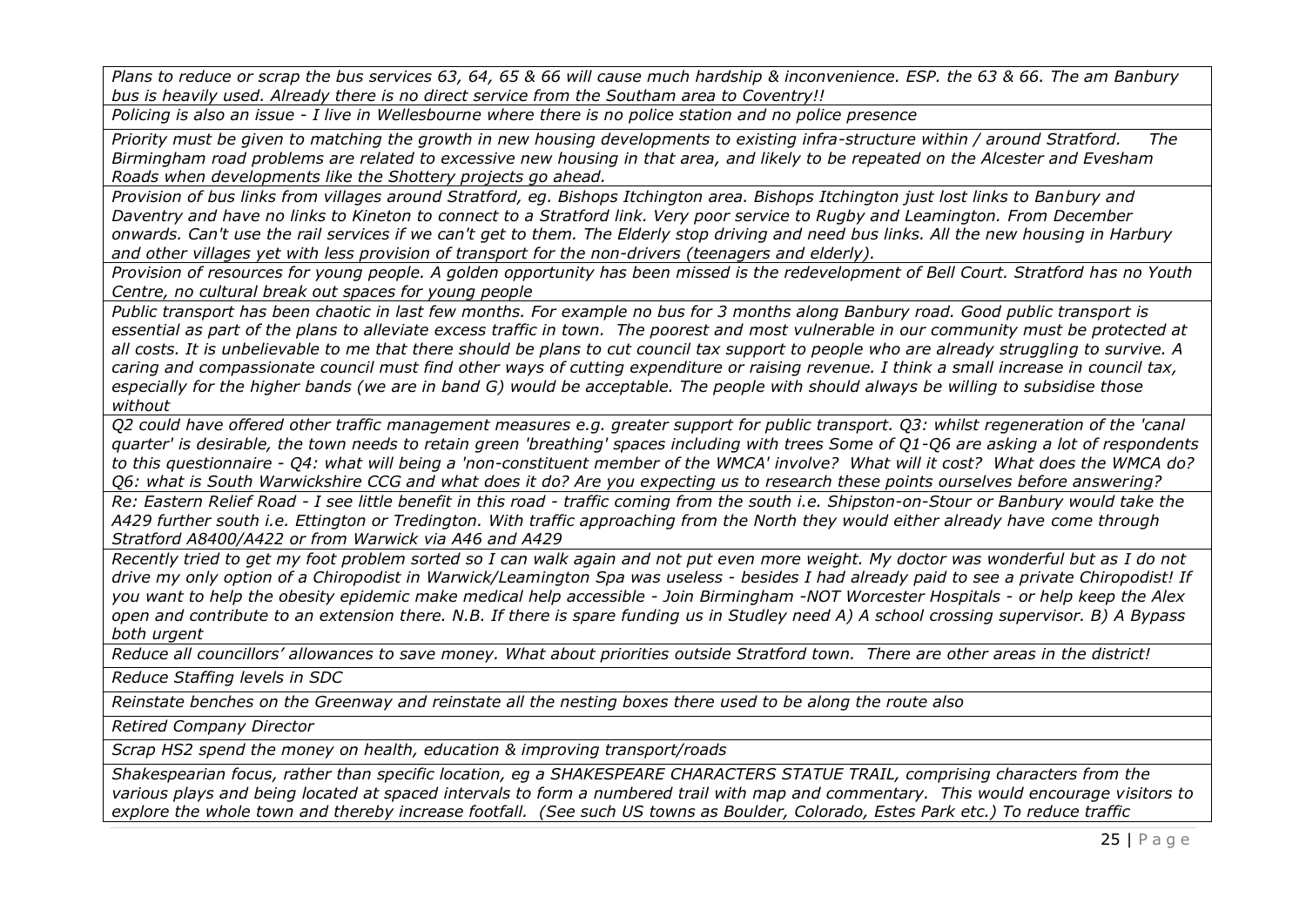| |
|---|
| *Plans to reduce or scrap the bus services 63, 64, 65 & 66 will cause much hardship & inconvenience. ESP. the 63 & 66. The am Banbury bus is heavily used. Already there is no direct service from the Southam area to Coventry!!* |
| *Policing is also an issue - I live in Wellesbourne where there is no police station and no police presence* |
| *Priority must be given to matching the growth in new housing developments to existing infra-structure within / around Stratford. The Birmingham road problems are related to excessive new housing in that area, and likely to be repeated on the Alcester and Evesham Roads when developments like the Shottery projects go ahead.* |
| *Provision of bus links from villages around Stratford, eg. Bishops Itchington area. Bishops Itchington just lost links to Banbury and Daventry and have no links to Kineton to connect to a Stratford link. Very poor service to Rugby and Leamington. From December onwards. Can't use the rail services if we can't get to them. The Elderly stop driving and need bus links. All the new housing in Harbury and other villages yet with less provision of transport for the non-drivers (teenagers and elderly).* |
| *Provision of resources for young people. A golden opportunity has been missed is the redevelopment of Bell Court. Stratford has no Youth Centre, no cultural break out spaces for young people* |
| *Public transport has been chaotic in last few months. For example no bus for 3 months along Banbury road. Good public transport is essential as part of the plans to alleviate excess traffic in town. The poorest and most vulnerable in our community must be protected at all costs. It is unbelievable to me that there should be plans to cut council tax support to people who are already struggling to survive. A caring and compassionate council must find other ways of cutting expenditure or raising revenue. I think a small increase in council tax, especially for the higher bands (we are in band G) would be acceptable. The people with should always be willing to subsidise those without* |
| *Q2 could have offered other traffic management measures e.g. greater support for public transport. Q3: whilst regeneration of the 'canal quarter' is desirable, the town needs to retain green 'breathing' spaces including with trees Some of Q1-Q6 are asking a lot of respondents to this questionnaire - Q4: what will being a 'non-constituent member of the WMCA' involve? What will it cost? What does the WMCA do? Q6: what is South Warwickshire CCG and what does it do? Are you expecting us to research these points ourselves before answering?* |
| *Re: Eastern Relief Road - I see little benefit in this road - traffic coming from the south i.e. Shipston-on-Stour or Banbury would take the A429 further south i.e. Ettington or Tredington. With traffic approaching from the North they would either already have come through Stratford A8400/A422 or from Warwick via A46 and A429* |
| *Recently tried to get my foot problem sorted so I can walk again and not put even more weight. My doctor was wonderful but as I do not drive my only option of a Chiropodist in Warwick/Leamington Spa was useless - besides I had already paid to see a private Chiropodist! If you want to help the obesity epidemic make medical help accessible - Join Birmingham -NOT Worcester Hospitals - or help keep the Alex open and contribute to an extension there. N.B. If there is spare funding us in Studley need A) A school crossing supervisor. B) A Bypass both urgent* |
| *Reduce all councillors' allowances to save money. What about priorities outside Stratford town. There are other areas in the district!* |
| *Reduce Staffing levels in SDC* |
| *Reinstate benches on the Greenway and reinstate all the nesting boxes there used to be along the route also* |
| *Retired Company Director* |
| *Scrap HS2 spend the money on health, education & improving transport/roads* |
| *Shakespearian focus, rather than specific location, eg a SHAKESPEARE CHARACTERS STATUE TRAIL, comprising characters from the various plays and being located at spaced intervals to form a numbered trail with map and commentary. This would encourage visitors to explore the whole town and thereby increase footfall. (See such US towns as Boulder, Colorado, Estes Park etc.) To reduce traffic* |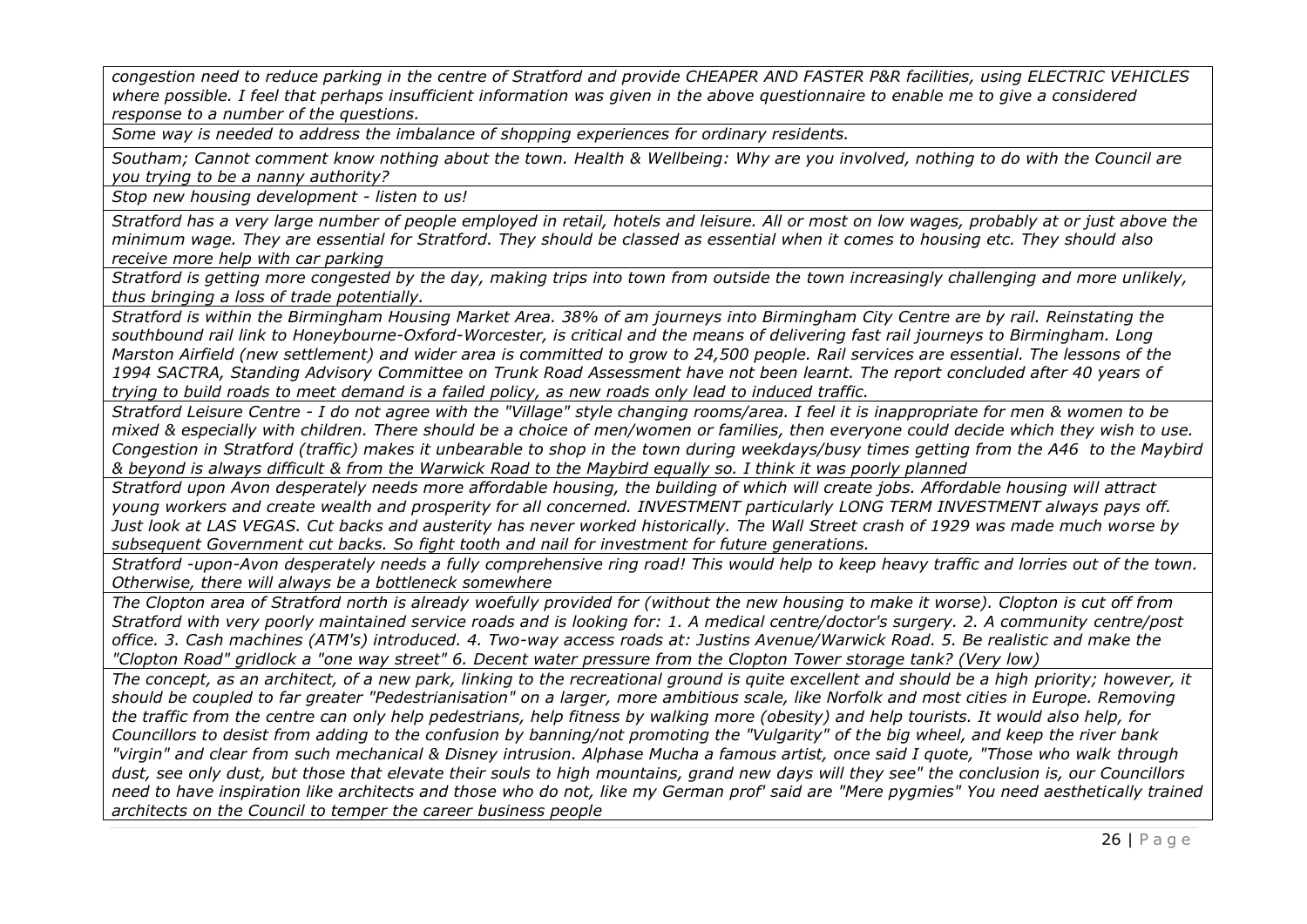| |
|---|
| *congestion need to reduce parking in the centre of Stratford and provide CHEAPER AND FASTER P&R facilities, using ELECTRIC VEHICLES where possible. I feel that perhaps insufficient information was given in the above questionnaire to enable me to give a considered response to a number of the questions.* |
| *Some way is needed to address the imbalance of shopping experiences for ordinary residents.* |
| *Southam; Cannot comment know nothing about the town. Health & Wellbeing: Why are you involved, nothing to do with the Council are you trying to be a nanny authority?* |
| *Stop new housing development - listen to us!* |
| *Stratford has a very large number of people employed in retail, hotels and leisure. All or most on low wages, probably at or just above the minimum wage. They are essential for Stratford. They should be classed as essential when it comes to housing etc. They should also receive more help with car parking* |
| *Stratford is getting more congested by the day, making trips into town from outside the town increasingly challenging and more unlikely, thus bringing a loss of trade potentially.* |
| *Stratford is within the Birmingham Housing Market Area. 38% of am journeys into Birmingham City Centre are by rail. Reinstating the southbound rail link to Honeybourne-Oxford-Worcester, is critical and the means of delivering fast rail journeys to Birmingham. Long Marston Airfield (new settlement) and wider area is committed to grow to 24,500 people. Rail services are essential. The lessons of the 1994 SACTRA, Standing Advisory Committee on Trunk Road Assessment have not been learnt. The report concluded after 40 years of trying to build roads to meet demand is a failed policy, as new roads only lead to induced traffic.* |
| *Stratford Leisure Centre - I do not agree with the "Village" style changing rooms/area. I feel it is inappropriate for men & women to be mixed & especially with children. There should be a choice of men/women or families, then everyone could decide which they wish to use. Congestion in Stratford (traffic) makes it unbearable to shop in the town during weekdays/busy times getting from the A46 to the Maybird & beyond is always difficult & from the Warwick Road to the Maybird equally so. I think it was poorly planned* |
| *Stratford upon Avon desperately needs more affordable housing, the building of which will create jobs. Affordable housing will attract young workers and create wealth and prosperity for all concerned. INVESTMENT particularly LONG TERM INVESTMENT always pays off. Just look at LAS VEGAS. Cut backs and austerity has never worked historically. The Wall Street crash of 1929 was made much worse by subsequent Government cut backs. So fight tooth and nail for investment for future generations.* |
| *Stratford -upon-Avon desperately needs a fully comprehensive ring road! This would help to keep heavy traffic and lorries out of the town. Otherwise, there will always be a bottleneck somewhere* |
| *The Clopton area of Stratford north is already woefully provided for (without the new housing to make it worse). Clopton is cut off from Stratford with very poorly maintained service roads and is looking for: 1. A medical centre/doctor's surgery. 2. A community centre/post office. 3. Cash machines (ATM's) introduced. 4. Two-way access roads at: Justins Avenue/Warwick Road. 5. Be realistic and make the "Clopton Road" gridlock a "one way street" 6. Decent water pressure from the Clopton Tower storage tank? (Very low)* |
| *The concept, as an architect, of a new park, linking to the recreational ground is quite excellent and should be a high priority; however, it should be coupled to far greater "Pedestrianisation" on a larger, more ambitious scale, like Norfolk and most cities in Europe. Removing the traffic from the centre can only help pedestrians, help fitness by walking more (obesity) and help tourists. It would also help, for Councillors to desist from adding to the confusion by banning/not promoting the "Vulgarity" of the big wheel, and keep the river bank "virgin" and clear from such mechanical & Disney intrusion. Alphase Mucha a famous artist, once said I quote, "Those who walk through dust, see only dust, but those that elevate their souls to high mountains, grand new days will they see" the conclusion is, our Councillors need to have inspiration like architects and those who do not, like my German prof' said are "Mere pygmies" You need aesthetically trained architects on the Council to temper the career business people* |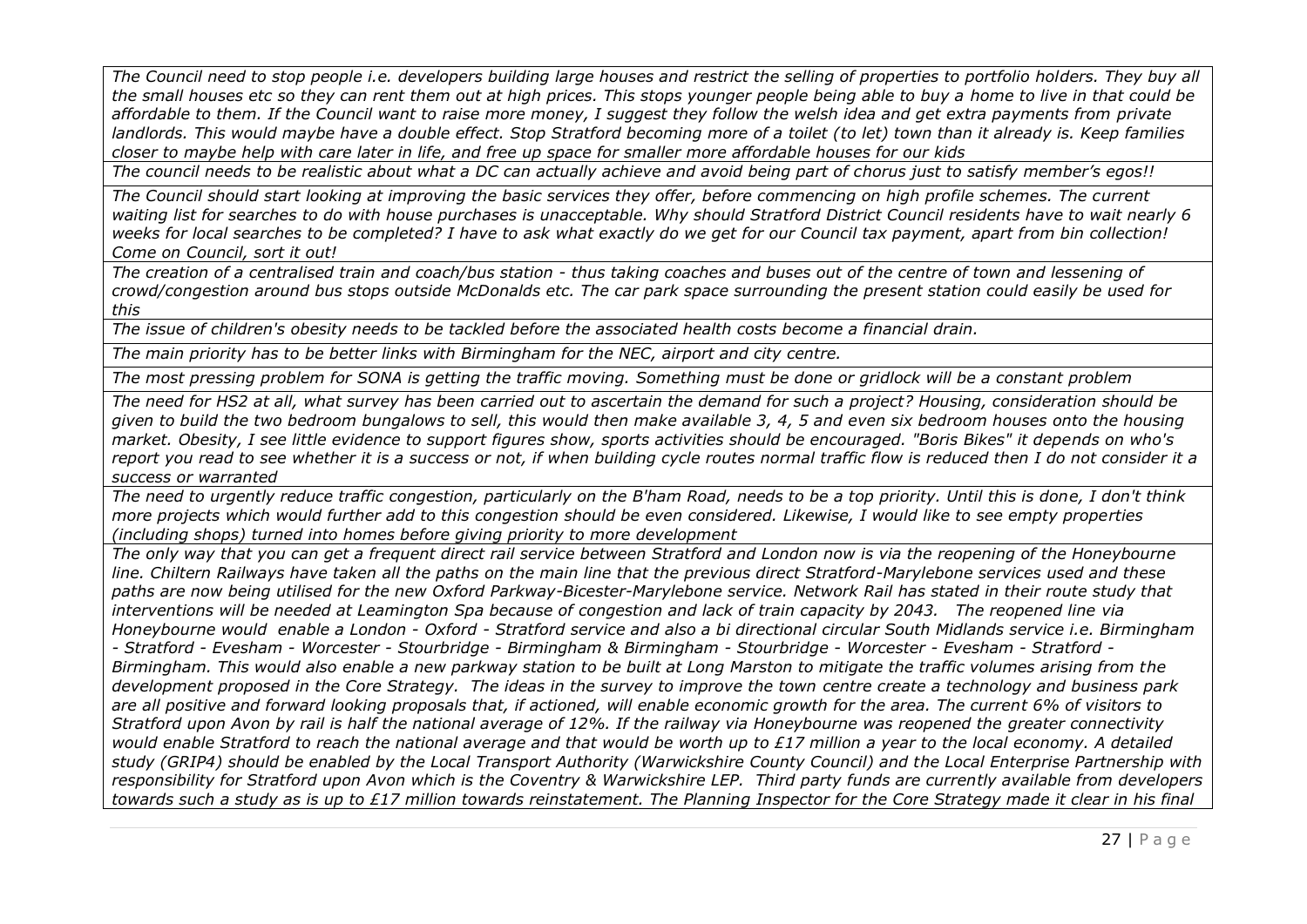| |
|---|
| *The Council need to stop people i.e. developers building large houses and restrict the selling of properties to portfolio holders. They buy all the small houses etc so they can rent them out at high prices. This stops younger people being able to buy a home to live in that could be affordable to them. If the Council want to raise more money, I suggest they follow the welsh idea and get extra payments from private landlords. This would maybe have a double effect. Stop Stratford becoming more of a toilet (to let) town than it already is. Keep families closer to maybe help with care later in life, and free up space for smaller more affordable houses for our kids* |
| *The council needs to be realistic about what a DC can actually achieve and avoid being part of chorus just to satisfy member's egos!!* |
| *The Council should start looking at improving the basic services they offer, before commencing on high profile schemes. The current waiting list for searches to do with house purchases is unacceptable. Why should Stratford District Council residents have to wait nearly 6 weeks for local searches to be completed? I have to ask what exactly do we get for our Council tax payment, apart from bin collection! Come on Council, sort it out!* |
| *The creation of a centralised train and coach/bus station - thus taking coaches and buses out of the centre of town and lessening of crowd/congestion around bus stops outside McDonalds etc. The car park space surrounding the present station could easily be used for this* |
| *The issue of children's obesity needs to be tackled before the associated health costs become a financial drain.* |
| *The main priority has to be better links with Birmingham for the NEC, airport and city centre.* |
| *The most pressing problem for SONA is getting the traffic moving. Something must be done or gridlock will be a constant problem* |
| *The need for HS2 at all, what survey has been carried out to ascertain the demand for such a project? Housing, consideration should be given to build the two bedroom bungalows to sell, this would then make available 3, 4, 5 and even six bedroom houses onto the housing market. Obesity, I see little evidence to support figures show, sports activities should be encouraged. "Boris Bikes" it depends on who's report you read to see whether it is a success or not, if when building cycle routes normal traffic flow is reduced then I do not consider it a success or warranted* |
| *The need to urgently reduce traffic congestion, particularly on the B'ham Road, needs to be a top priority. Until this is done, I don't think more projects which would further add to this congestion should be even considered. Likewise, I would like to see empty properties (including shops) turned into homes before giving priority to more development* |
| *The only way that you can get a frequent direct rail service between Stratford and London now is via the reopening of the Honeybourne line. Chiltern Railways have taken all the paths on the main line that the previous direct Stratford-Marylebone services used and these paths are now being utilised for the new Oxford Parkway-Bicester-Marylebone service. Network Rail has stated in their route study that interventions will be needed at Leamington Spa because of congestion and lack of train capacity by 2043. The reopened line via Honeybourne would enable a London - Oxford - Stratford service and also a bi directional circular South Midlands service i.e. Birmingham - Stratford - Evesham - Worcester - Stourbridge - Birmingham & Birmingham - Stourbridge - Worcester - Evesham - Stratford - Birmingham. This would also enable a new parkway station to be built at Long Marston to mitigate the traffic volumes arising from the development proposed in the Core Strategy. The ideas in the survey to improve the town centre create a technology and business park are all positive and forward looking proposals that, if actioned, will enable economic growth for the area. The current 6% of visitors to Stratford upon Avon by rail is half the national average of 12%. If the railway via Honeybourne was reopened the greater connectivity would enable Stratford to reach the national average and that would be worth up to £17 million a year to the local economy. A detailed study (GRIP4) should be enabled by the Local Transport Authority (Warwickshire County Council) and the Local Enterprise Partnership with responsibility for Stratford upon Avon which is the Coventry & Warwickshire LEP. Third party funds are currently available from developers towards such a study as is up to £17 million towards reinstatement. The Planning Inspector for the Core Strategy made it clear in his final* |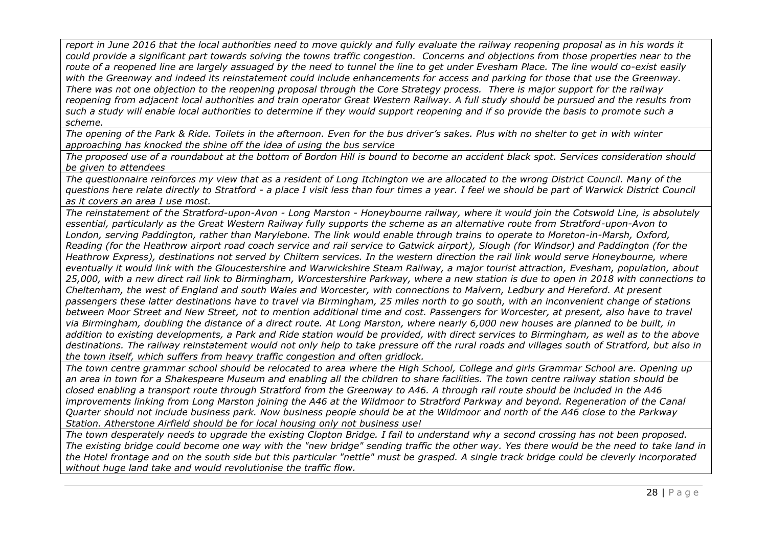| |
|---|
| *report in June 2016 that the local authorities need to move quickly and fully evaluate the railway reopening proposal as in his words it could provide a significant part towards solving the towns traffic congestion. Concerns and objections from those properties near to the route of a reopened line are largely assuaged by the need to tunnel the line to get under Evesham Place. The line would co-exist easily with the Greenway and indeed its reinstatement could include enhancements for access and parking for those that use the Greenway. There was not one objection to the reopening proposal through the Core Strategy process. There is major support for the railway reopening from adjacent local authorities and train operator Great Western Railway. A full study should be pursued and the results from such a study will enable local authorities to determine if they would support reopening and if so provide the basis to promote such a scheme.* |
| *The opening of the Park & Ride. Toilets in the afternoon. Even for the bus driver's sakes. Plus with no shelter to get in with winter approaching has knocked the shine off the idea of using the bus service* |
| *The proposed use of a roundabout at the bottom of Bordon Hill is bound to become an accident black spot. Services consideration should be given to attendees* |
| *The questionnaire reinforces my view that as a resident of Long Itchington we are allocated to the wrong District Council. Many of the questions here relate directly to Stratford - a place I visit less than four times a year. I feel we should be part of Warwick District Council as it covers an area I use most.* |
| *The reinstatement of the Stratford-upon-Avon - Long Marston - Honeybourne railway, where it would join the Cotswold Line, is absolutely essential, particularly as the Great Western Railway fully supports the scheme as an alternative route from Stratford-upon-Avon to London, serving Paddington, rather than Marylebone. The link would enable through trains to operate to Moreton-in-Marsh, Oxford, Reading (for the Heathrow airport road coach service and rail service to Gatwick airport), Slough (for Windsor) and Paddington (for the Heathrow Express), destinations not served by Chiltern services. In the western direction the rail link would serve Honeybourne, where eventually it would link with the Gloucestershire and Warwickshire Steam Railway, a major tourist attraction, Evesham, population, about 25,000, with a new direct rail link to Birmingham, Worcestershire Parkway, where a new station is due to open in 2018 with connections to Cheltenham, the west of England and south Wales and Worcester, with connections to Malvern, Ledbury and Hereford. At present passengers these latter destinations have to travel via Birmingham, 25 miles north to go south, with an inconvenient change of stations between Moor Street and New Street, not to mention additional time and cost. Passengers for Worcester, at present, also have to travel via Birmingham, doubling the distance of a direct route. At Long Marston, where nearly 6,000 new houses are planned to be built, in addition to existing developments, a Park and Ride station would be provided, with direct services to Birmingham, as well as to the above destinations. The railway reinstatement would not only help to take pressure off the rural roads and villages south of Stratford, but also in the town itself, which suffers from heavy traffic congestion and often gridlock.* |
| *The town centre grammar school should be relocated to area where the High School, College and girls Grammar School are. Opening up an area in town for a Shakespeare Museum and enabling all the children to share facilities. The town centre railway station should be closed enabling a transport route through Stratford from the Greenway to A46. A through rail route should be included in the A46 improvements linking from Long Marston joining the A46 at the Wildmoor to Stratford Parkway and beyond. Regeneration of the Canal Quarter should not include business park. Now business people should be at the Wildmoor and north of the A46 close to the Parkway Station. Atherstone Airfield should be for local housing only not business use!* |
| *The town desperately needs to upgrade the existing Clopton Bridge. I fail to understand why a second crossing has not been proposed. The existing bridge could become one way with the "new bridge" sending traffic the other way. Yes there would be the need to take land in the Hotel frontage and on the south side but this particular "nettle" must be grasped. A single track bridge could be cleverly incorporated without huge land take and would revolutionise the traffic flow.* |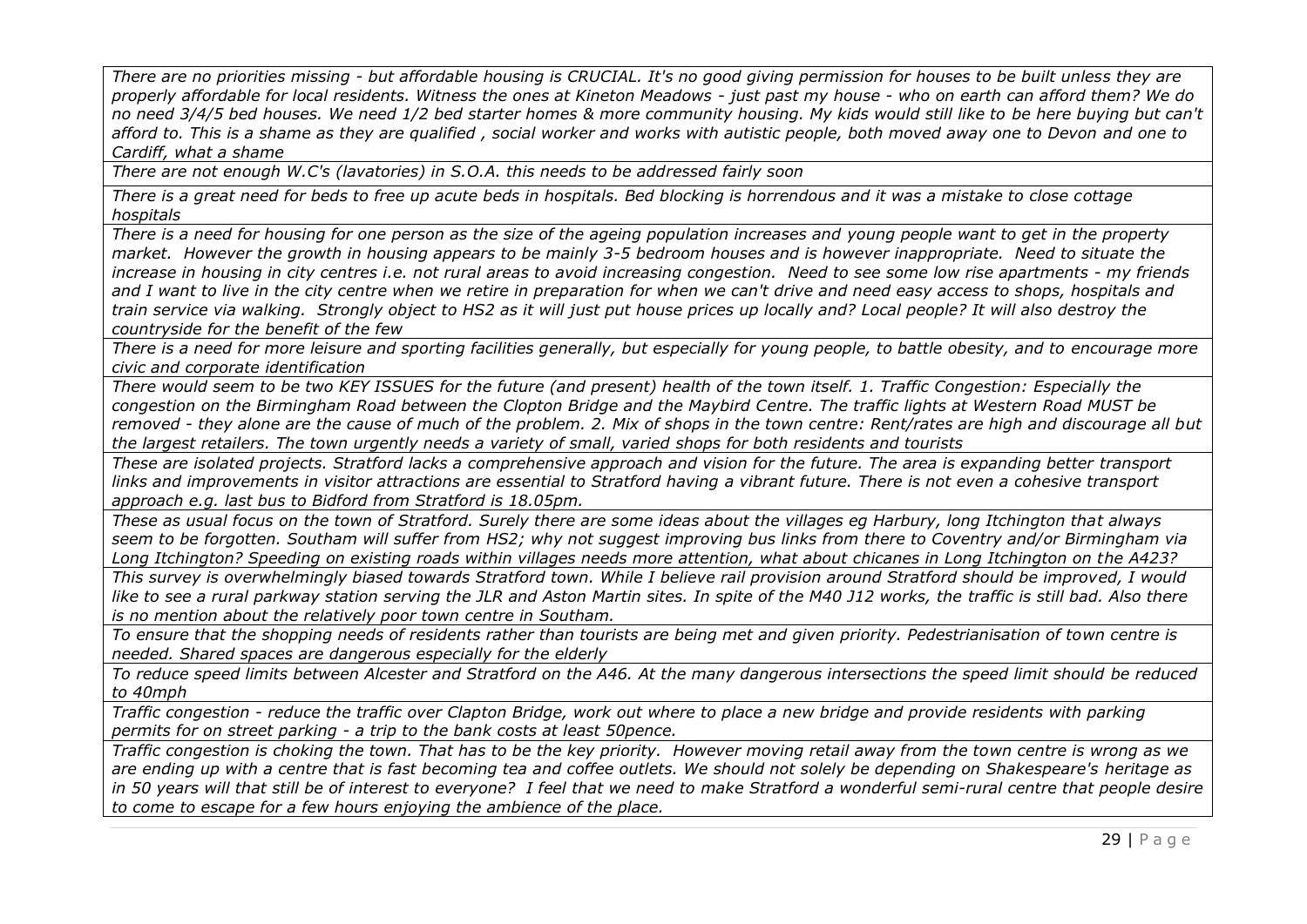| |
|---|
| *There are no priorities missing - but affordable housing is CRUCIAL. It's no good giving permission for houses to be built unless they are properly affordable for local residents. Witness the ones at Kineton Meadows - just past my house - who on earth can afford them? We do no need 3/4/5 bed houses. We need 1/2 bed starter homes & more community housing. My kids would still like to be here buying but can't afford to. This is a shame as they are qualified , social worker and works with autistic people, both moved away one to Devon and one to Cardiff, what a shame* |
| *There are not enough W.C's (lavatories) in S.O.A. this needs to be addressed fairly soon* |
| *There is a great need for beds to free up acute beds in hospitals. Bed blocking is horrendous and it was a mistake to close cottage hospitals* |
| *There is a need for housing for one person as the size of the ageing population increases and young people want to get in the property market. However the growth in housing appears to be mainly 3-5 bedroom houses and is however inappropriate. Need to situate the increase in housing in city centres i.e. not rural areas to avoid increasing congestion. Need to see some low rise apartments - my friends and I want to live in the city centre when we retire in preparation for when we can't drive and need easy access to shops, hospitals and train service via walking. Strongly object to HS2 as it will just put house prices up locally and? Local people? It will also destroy the countryside for the benefit of the few* |
| *There is a need for more leisure and sporting facilities generally, but especially for young people, to battle obesity, and to encourage more civic and corporate identification* |
| *There would seem to be two KEY ISSUES for the future (and present) health of the town itself. 1. Traffic Congestion: Especially the congestion on the Birmingham Road between the Clopton Bridge and the Maybird Centre. The traffic lights at Western Road MUST be removed - they alone are the cause of much of the problem. 2. Mix of shops in the town centre: Rent/rates are high and discourage all but the largest retailers. The town urgently needs a variety of small, varied shops for both residents and tourists* |
| *These are isolated projects. Stratford lacks a comprehensive approach and vision for the future. The area is expanding better transport links and improvements in visitor attractions are essential to Stratford having a vibrant future. There is not even a cohesive transport approach e.g. last bus to Bidford from Stratford is 18.05pm.* |
| *These as usual focus on the town of Stratford. Surely there are some ideas about the villages eg Harbury, long Itchington that always seem to be forgotten. Southam will suffer from HS2; why not suggest improving bus links from there to Coventry and/or Birmingham via Long Itchington? Speeding on existing roads within villages needs more attention, what about chicanes in Long Itchington on the A423?* |
| *This survey is overwhelmingly biased towards Stratford town. While I believe rail provision around Stratford should be improved, I would like to see a rural parkway station serving the JLR and Aston Martin sites. In spite of the M40 J12 works, the traffic is still bad. Also there is no mention about the relatively poor town centre in Southam.* |
| *To ensure that the shopping needs of residents rather than tourists are being met and given priority. Pedestrianisation of town centre is needed. Shared spaces are dangerous especially for the elderly* |
| *To reduce speed limits between Alcester and Stratford on the A46. At the many dangerous intersections the speed limit should be reduced to 40mph* |
| *Traffic congestion - reduce the traffic over Clapton Bridge, work out where to place a new bridge and provide residents with parking permits for on street parking - a trip to the bank costs at least 50pence.* |
| *Traffic congestion is choking the town. That has to be the key priority. However moving retail away from the town centre is wrong as we are ending up with a centre that is fast becoming tea and coffee outlets. We should not solely be depending on Shakespeare's heritage as in 50 years will that still be of interest to everyone? I feel that we need to make Stratford a wonderful semi-rural centre that people desire to come to escape for a few hours enjoying the ambience of the place.* |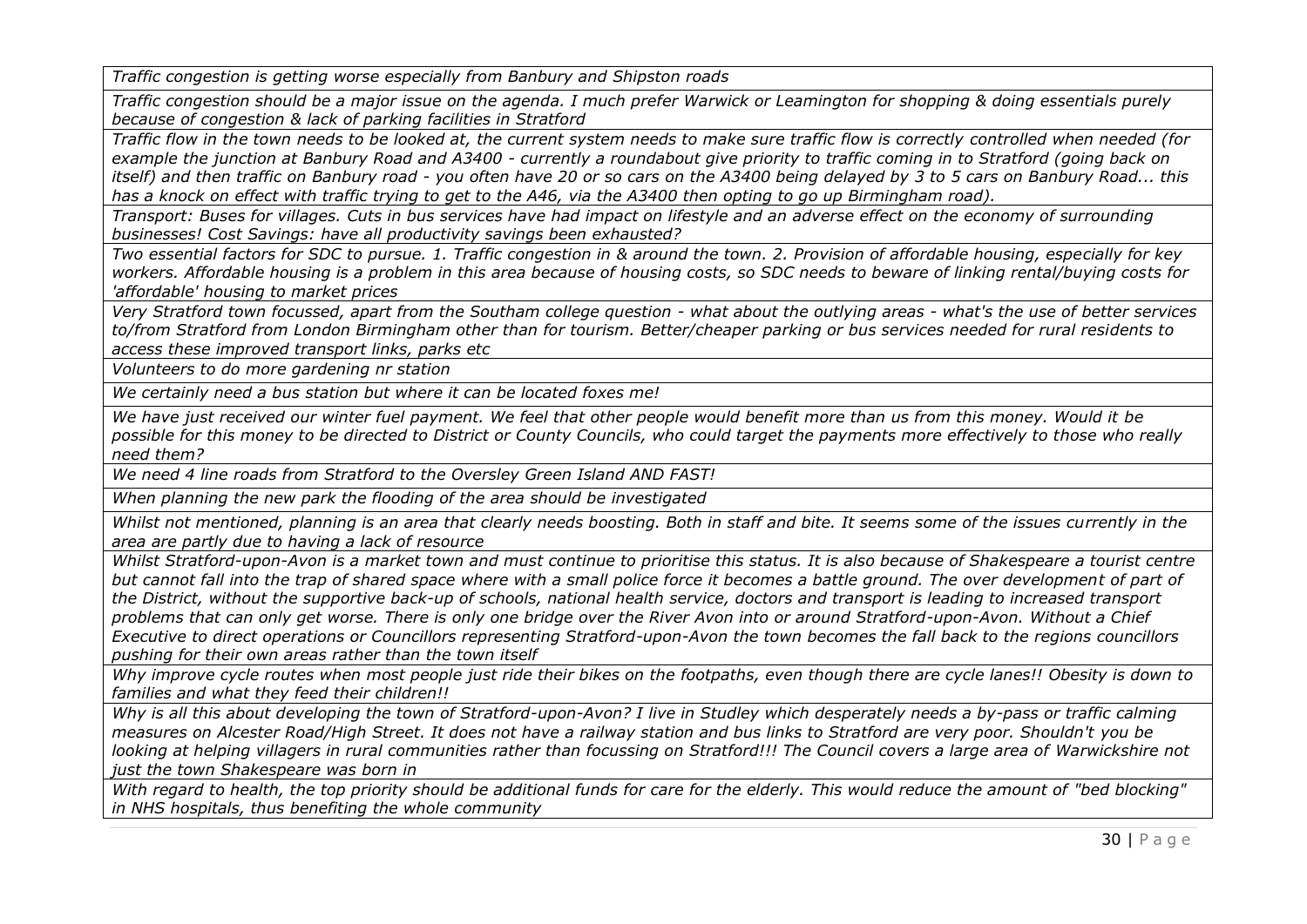| |
|---|
| *Traffic congestion is getting worse especially from Banbury and Shipston roads* |
| *Traffic congestion should be a major issue on the agenda. I much prefer Warwick or Leamington for shopping & doing essentials purely because of congestion & lack of parking facilities in Stratford* |
| *Traffic flow in the town needs to be looked at, the current system needs to make sure traffic flow is correctly controlled when needed (for example the junction at Banbury Road and A3400 - currently a roundabout give priority to traffic coming in to Stratford (going back on itself) and then traffic on Banbury road - you often have 20 or so cars on the A3400 being delayed by 3 to 5 cars on Banbury Road... this has a knock on effect with traffic trying to get to the A46, via the A3400 then opting to go up Birmingham road).* |
| *Transport: Buses for villages. Cuts in bus services have had impact on lifestyle and an adverse effect on the economy of surrounding businesses! Cost Savings: have all productivity savings been exhausted?* |
| *Two essential factors for SDC to pursue. 1. Traffic congestion in & around the town. 2. Provision of affordable housing, especially for key workers. Affordable housing is a problem in this area because of housing costs, so SDC needs to beware of linking rental/buying costs for 'affordable' housing to market prices* |
| *Very Stratford town focussed, apart from the Southam college question - what about the outlying areas - what's the use of better services to/from Stratford from London Birmingham other than for tourism. Better/cheaper parking or bus services needed for rural residents to access these improved transport links, parks etc* |
| *Volunteers to do more gardening nr station* |
| *We certainly need a bus station but where it can be located foxes me!* |
| *We have just received our winter fuel payment. We feel that other people would benefit more than us from this money. Would it be possible for this money to be directed to District or County Councils, who could target the payments more effectively to those who really need them?* |
| *We need 4 line roads from Stratford to the Oversley Green Island AND FAST!* |
| *When planning the new park the flooding of the area should be investigated* |
| *Whilst not mentioned, planning is an area that clearly needs boosting. Both in staff and bite. It seems some of the issues currently in the area are partly due to having a lack of resource* |
| *Whilst Stratford-upon-Avon is a market town and must continue to prioritise this status. It is also because of Shakespeare a tourist centre but cannot fall into the trap of shared space where with a small police force it becomes a battle ground. The over development of part of the District, without the supportive back-up of schools, national health service, doctors and transport is leading to increased transport problems that can only get worse. There is only one bridge over the River Avon into or around Stratford-upon-Avon. Without a Chief Executive to direct operations or Councillors representing Stratford-upon-Avon the town becomes the fall back to the regions councillors pushing for their own areas rather than the town itself* |
| *Why improve cycle routes when most people just ride their bikes on the footpaths, even though there are cycle lanes!! Obesity is down to families and what they feed their children!!* |
| *Why is all this about developing the town of Stratford-upon-Avon? I live in Studley which desperately needs a by-pass or traffic calming measures on Alcester Road/High Street. It does not have a railway station and bus links to Stratford are very poor. Shouldn't you be looking at helping villagers in rural communities rather than focussing on Stratford!!! The Council covers a large area of Warwickshire not just the town Shakespeare was born in* |
| *With regard to health, the top priority should be additional funds for care for the elderly. This would reduce the amount of "bed blocking" in NHS hospitals, thus benefiting the whole community* |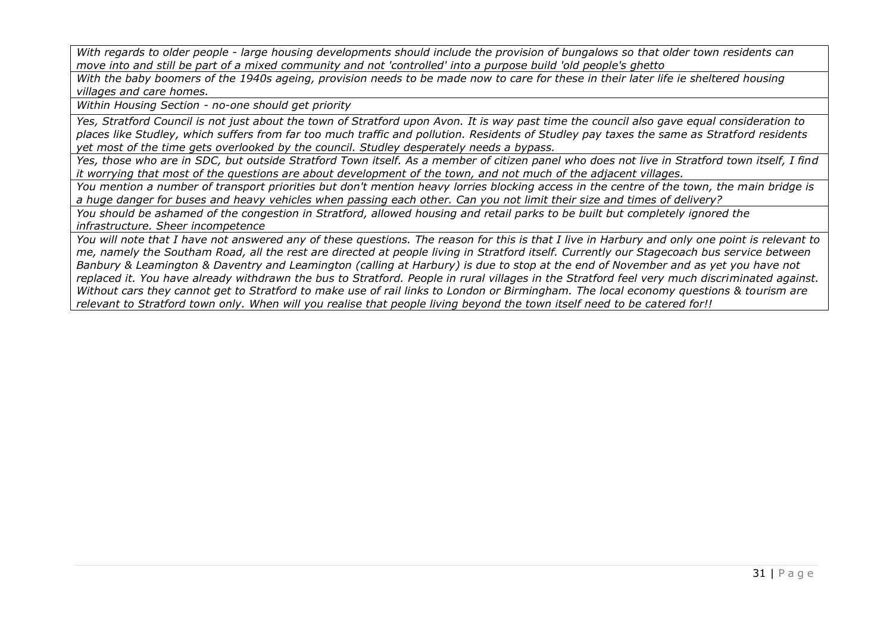| |
|---|
| *With regards to older people - large housing developments should include the provision of bungalows so that older town residents can move into and still be part of a mixed community and not 'controlled' into a purpose build 'old people's ghetto* |
| *With the baby boomers of the 1940s ageing, provision needs to be made now to care for these in their later life ie sheltered housing villages and care homes.* |
| *Within Housing Section - no-one should get priority* |
| *Yes, Stratford Council is not just about the town of Stratford upon Avon. It is way past time the council also gave equal consideration to places like Studley, which suffers from far too much traffic and pollution. Residents of Studley pay taxes the same as Stratford residents yet most of the time gets overlooked by the council. Studley desperately needs a bypass.* |
| *Yes, those who are in SDC, but outside Stratford Town itself. As a member of citizen panel who does not live in Stratford town itself, I find it worrying that most of the questions are about development of the town, and not much of the adjacent villages.* |
| *You mention a number of transport priorities but don't mention heavy lorries blocking access in the centre of the town, the main bridge is a huge danger for buses and heavy vehicles when passing each other. Can you not limit their size and times of delivery?* |
| *You should be ashamed of the congestion in Stratford, allowed housing and retail parks to be built but completely ignored the infrastructure. Sheer incompetence* |
| *You will note that I have not answered any of these questions. The reason for this is that I live in Harbury and only one point is relevant to me, namely the Southam Road, all the rest are directed at people living in Stratford itself. Currently our Stagecoach bus service between Banbury & Leamington & Daventry and Leamington (calling at Harbury) is due to stop at the end of November and as yet you have not replaced it. You have already withdrawn the bus to Stratford. People in rural villages in the Stratford feel very much discriminated against. Without cars they cannot get to Stratford to make use of rail links to London or Birmingham. The local economy questions & tourism are relevant to Stratford town only. When will you realise that people living beyond the town itself need to be catered for!!* |